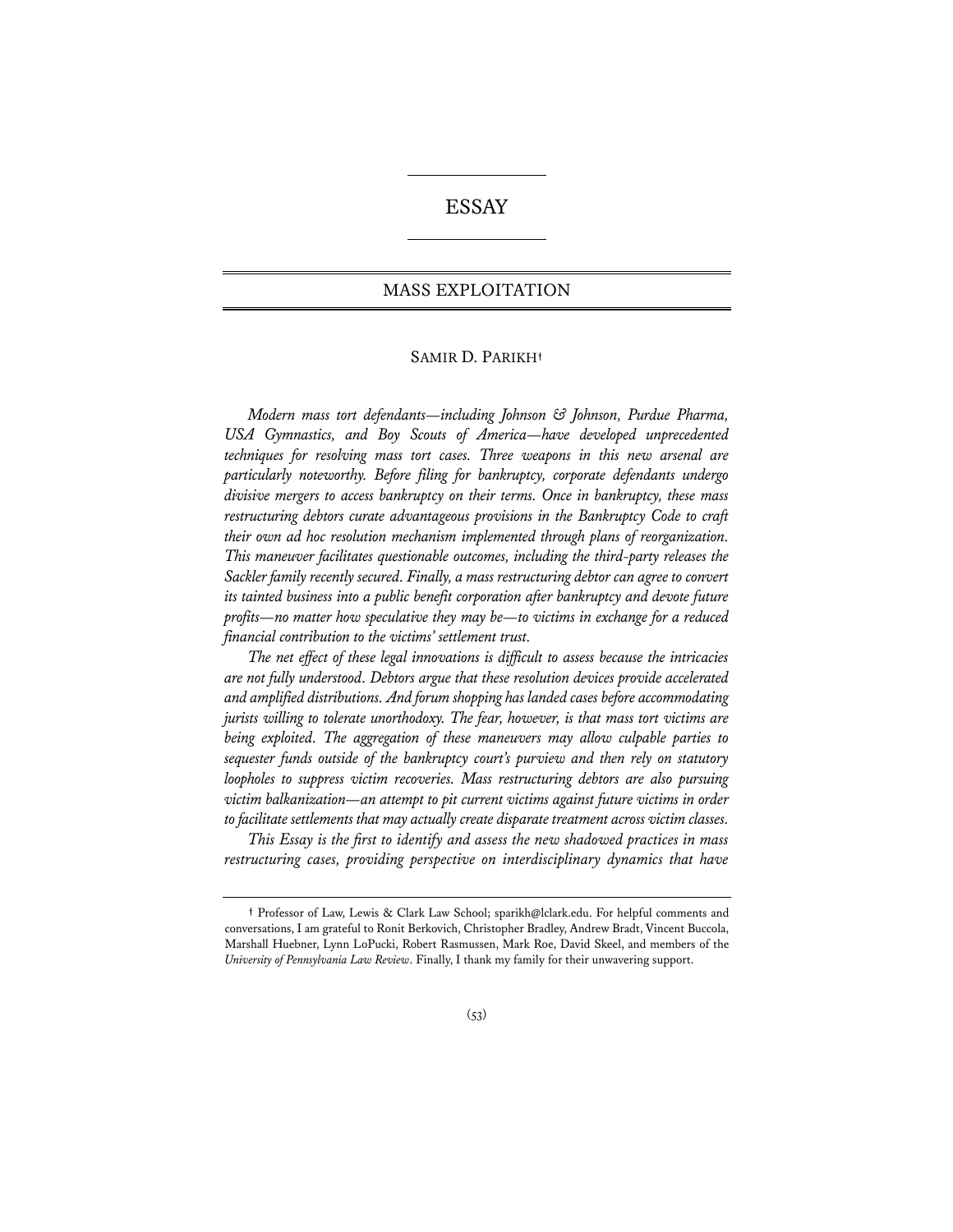# ESSAY

## MASS EXPLOITATION

SAMIR D. PARIKH†

*Modern mass tort defendants—including Johnson & Johnson, Purdue Pharma, USA Gymnastics, and Boy Scouts of America—have developed unprecedented techniques for resolving mass tort cases. Three weapons in this new arsenal are particularly noteworthy. Before filing for bankruptcy, corporate defendants undergo divisive mergers to access bankruptcy on their terms. Once in bankruptcy, these mass restructuring debtors curate advantageous provisions in the Bankruptcy Code to craft their own ad hoc resolution mechanism implemented through plans of reorganization. This maneuver facilitates questionable outcomes, including the third-party releases the Sackler family recently secured. Finally, a mass restructuring debtor can agree to convert its tainted business into a public benefit corporation after bankruptcy and devote future profits—no matter how speculative they may be—to victims in exchange for a reduced financial contribution to the victims' settlement trust.*

*The net effect of these legal innovations is difficult to assess because the intricacies are not fully understood. Debtors argue that these resolution devices provide accelerated and amplified distributions. And forum shopping has landed cases before accommodating jurists willing to tolerate unorthodoxy. The fear, however, is that mass tort victims are being exploited. The aggregation of these maneuvers may allow culpable parties to sequester funds outside of the bankruptcy court's purview and then rely on statutory loopholes to suppress victim recoveries. Mass restructuring debtors are also pursuing victim balkanization—an attempt to pit current victims against future victims in order to facilitate settlements that may actually create disparate treatment across victim classes.*

*This Essay is the first to identify and assess the new shadowed practices in mass restructuring cases, providing perspective on interdisciplinary dynamics that have*

---

† Professor of Law, Lewis & Clark Law School; sparikh@lclark.edu. For helpful comments and conversations, I am grateful to Ronit Berkovich, Christopher Bradley, Andrew Bradt, Vincent Buccola, Marshall Huebner, Lynn LoPucki, Robert Rasmussen, Mark Roe, David Skeel, and members of the *University of Pennsylvania Law Review*. Finally, I thank my family for their unwavering support.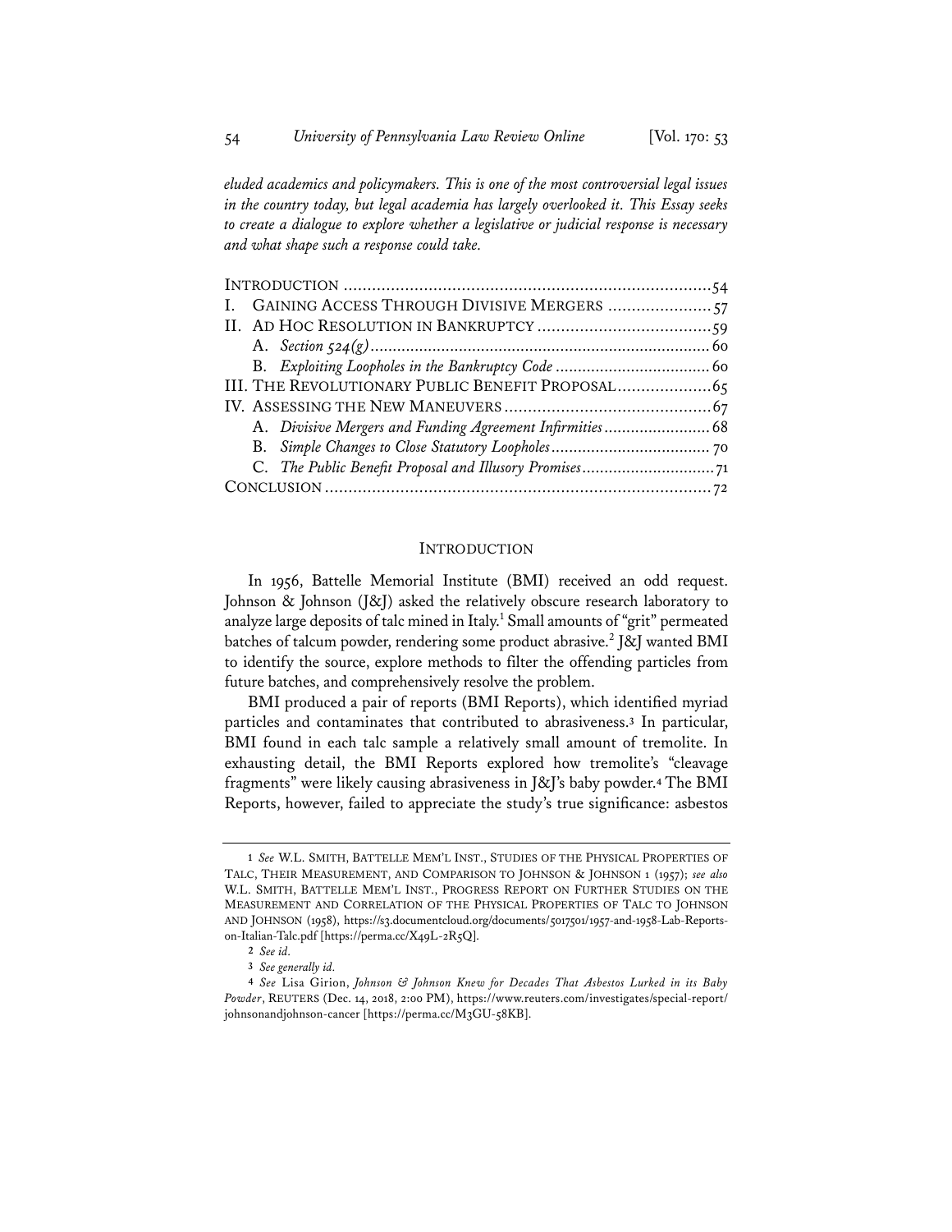*eluded academics and policymakers. This is one of the most controversial legal issues in the country today, but legal academia has largely overlooked it. This Essay seeks to create a dialogue to explore whether a legislative or judicial response is necessary and what shape such a response could take.*

INTRODUCTION ........................................................................ 54
I. GAINING ACCESS THROUGH DIVISIVE MERGERS ..................... 57
II. AD HOC RESOLUTION IN BANKRUPTCY .................................. 59
  A. *Section 524(g)* .................................................................. 60
  B. *Exploiting Loopholes in the Bankruptcy Code* ........................ 60
III. THE REVOLUTIONARY PUBLIC BENEFIT PROPOSAL .................. 65
IV. ASSESSING THE NEW MANEUVERS ........................................ 67
  A. *Divisive Mergers and Funding Agreement Infirmities* ................ 68
  B. *Simple Changes to Close Statutory Loopholes* .......................... 70
  C. *The Public Benefit Proposal and Illusory Promises* ................... 71
CONCLUSION ............................................................................ 72

## INTRODUCTION

In 1956, Battelle Memorial Institute (BMI) received an odd request. Johnson & Johnson (J&J) asked the relatively obscure research laboratory to analyze large deposits of talc mined in Italy.[1] Small amounts of "grit" permeated batches of talcum powder, rendering some product abrasive.[2] J&J wanted BMI to identify the source, explore methods to filter the offending particles from future batches, and comprehensively resolve the problem.

BMI produced a pair of reports (BMI Reports), which identified myriad particles and contaminates that contributed to abrasiveness.[3] In particular, BMI found in each talc sample a relatively small amount of tremolite. In exhausting detail, the BMI Reports explored how tremolite's "cleavage fragments" were likely causing abrasiveness in J&J's baby powder.[4] The BMI Reports, however, failed to appreciate the study's true significance: asbestos

---

1 *See* W.L. SMITH, BATTELLE MEM'L INST., STUDIES OF THE PHYSICAL PROPERTIES OF TALC, THEIR MEASUREMENT, AND COMPARISON TO JOHNSON & JOHNSON 1 (1957); *see also* W.L. SMITH, BATTELLE MEM'L INST., PROGRESS REPORT ON FURTHER STUDIES ON THE MEASUREMENT AND CORRELATION OF THE PHYSICAL PROPERTIES OF TALC TO JOHNSON AND JOHNSON (1958), https://s3.documentcloud.org/documents/5017501/1957-and-1958-Lab-Reports-on-Italian-Talc.pdf [https://perma.cc/X49L-2R5Q].

2 *See id.*

3 *See generally id.*

4 *See* Lisa Girion, *Johnson & Johnson Knew for Decades That Asbestos Lurked in its Baby Powder*, REUTERS (Dec. 14, 2018, 2:00 PM), https://www.reuters.com/investigates/special-report/johnsonandjohnson-cancer [https://perma.cc/M3GU-58KB].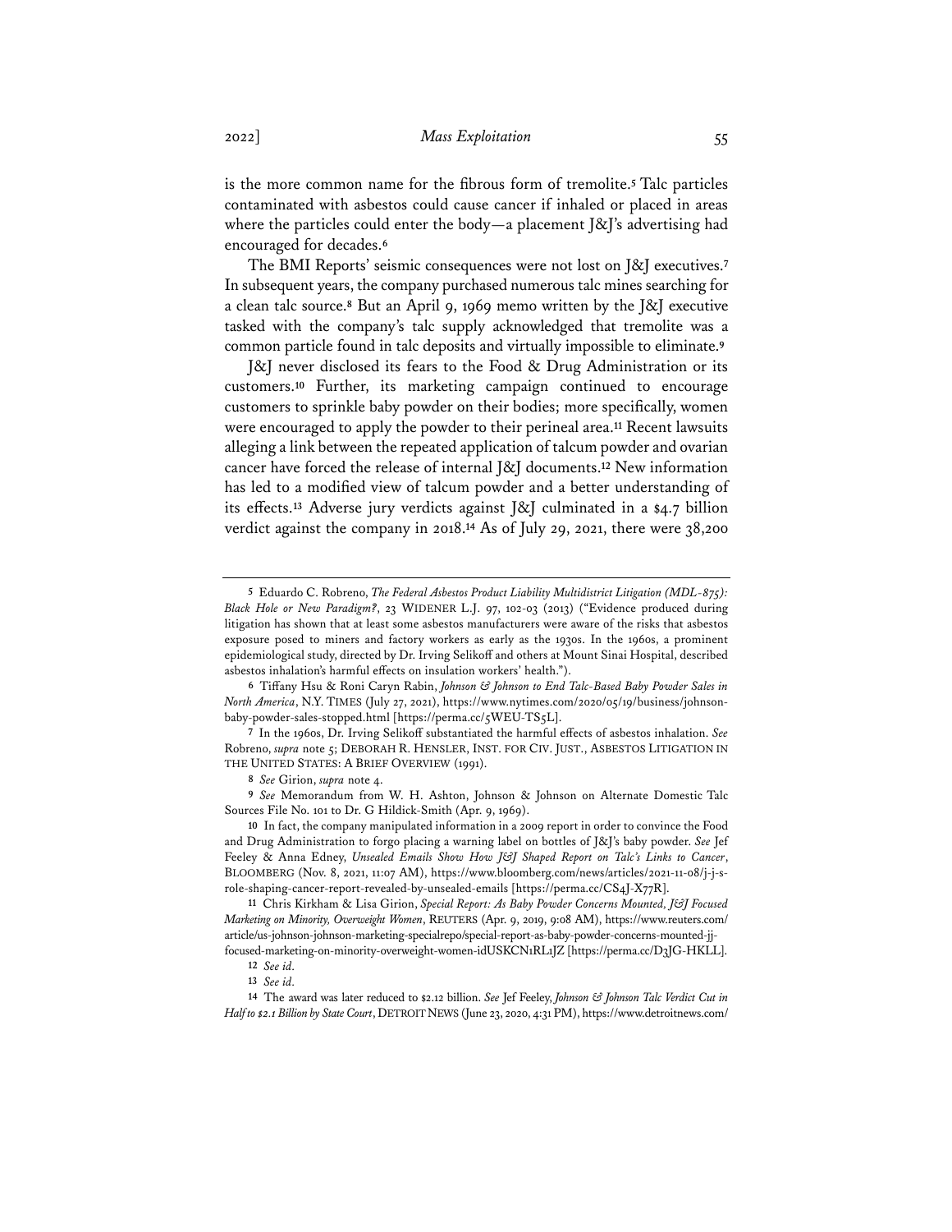is the more common name for the fibrous form of tremolite.[5] Talc particles contaminated with asbestos could cause cancer if inhaled or placed in areas where the particles could enter the body—a placement J&J's advertising had encouraged for decades.[6]

The BMI Reports' seismic consequences were not lost on J&J executives.[7] In subsequent years, the company purchased numerous talc mines searching for a clean talc source.[8] But an April 9, 1969 memo written by the J&J executive tasked with the company's talc supply acknowledged that tremolite was a common particle found in talc deposits and virtually impossible to eliminate.[9]

J&J never disclosed its fears to the Food & Drug Administration or its customers.[10] Further, its marketing campaign continued to encourage customers to sprinkle baby powder on their bodies; more specifically, women were encouraged to apply the powder to their perineal area.[11] Recent lawsuits alleging a link between the repeated application of talcum powder and ovarian cancer have forced the release of internal J&J documents.[12] New information has led to a modified view of talcum powder and a better understanding of its effects.[13] Adverse jury verdicts against J&J culminated in a $4.7 billion verdict against the company in 2018.[14] As of July 29, 2021, there were 38,200

---

5 Eduardo C. Robreno, *The Federal Asbestos Product Liability Multidistrict Litigation (MDL-875): Black Hole or New Paradigm?*, 23 WIDENER L.J. 97, 102-03 (2013) ("Evidence produced during litigation has shown that at least some asbestos manufacturers were aware of the risks that asbestos exposure posed to miners and factory workers as early as the 1930s. In the 1960s, a prominent epidemiological study, directed by Dr. Irving Selikoff and others at Mount Sinai Hospital, described asbestos inhalation's harmful effects on insulation workers' health.").

6 Tiffany Hsu & Roni Caryn Rabin, *Johnson & Johnson to End Talc-Based Baby Powder Sales in North America*, N.Y. TIMES (July 27, 2021), https://www.nytimes.com/2020/05/19/business/johnson-baby-powder-sales-stopped.html [https://perma.cc/5WEU-TS5L].

7 In the 1960s, Dr. Irving Selikoff substantiated the harmful effects of asbestos inhalation. *See* Robreno, *supra* note 5; DEBORAH R. HENSLER, INST. FOR CIV. JUST., ASBESTOS LITIGATION IN THE UNITED STATES: A BRIEF OVERVIEW (1991).

8 *See* Girion, *supra* note 4.

9 *See* Memorandum from W. H. Ashton, Johnson & Johnson on Alternate Domestic Talc Sources File No. 101 to Dr. G Hildick-Smith (Apr. 9, 1969).

10 In fact, the company manipulated information in a 2009 report in order to convince the Food and Drug Administration to forgo placing a warning label on bottles of J&J's baby powder. *See* Jef Feeley & Anna Edney, *Unsealed Emails Show How J&J Shaped Report on Talc's Links to Cancer*, BLOOMBERG (Nov. 8, 2021, 11:07 AM), https://www.bloomberg.com/news/articles/2021-11-08/j-j-s-role-shaping-cancer-report-revealed-by-unsealed-emails [https://perma.cc/CS4J-X77R].

11 Chris Kirkham & Lisa Girion, *Special Report: As Baby Powder Concerns Mounted, J&J Focused Marketing on Minority, Overweight Women*, REUTERS (Apr. 9, 2019, 9:08 AM), https://www.reuters.com/article/us-johnson-johnson-marketing-specialrepo/special-report-as-baby-powder-concerns-mounted-jj-focused-marketing-on-minority-overweight-women-idUSKCN1RL1JZ [https://perma.cc/D3JG-HKLL].

12 *See id.*

13 *See id.*

14 The award was later reduced to $2.12 billion. *See* Jef Feeley, *Johnson & Johnson Talc Verdict Cut in Half to $2.1 Billion by State Court*, DETROIT NEWS (June 23, 2020, 4:31 PM), https://www.detroitnews.com/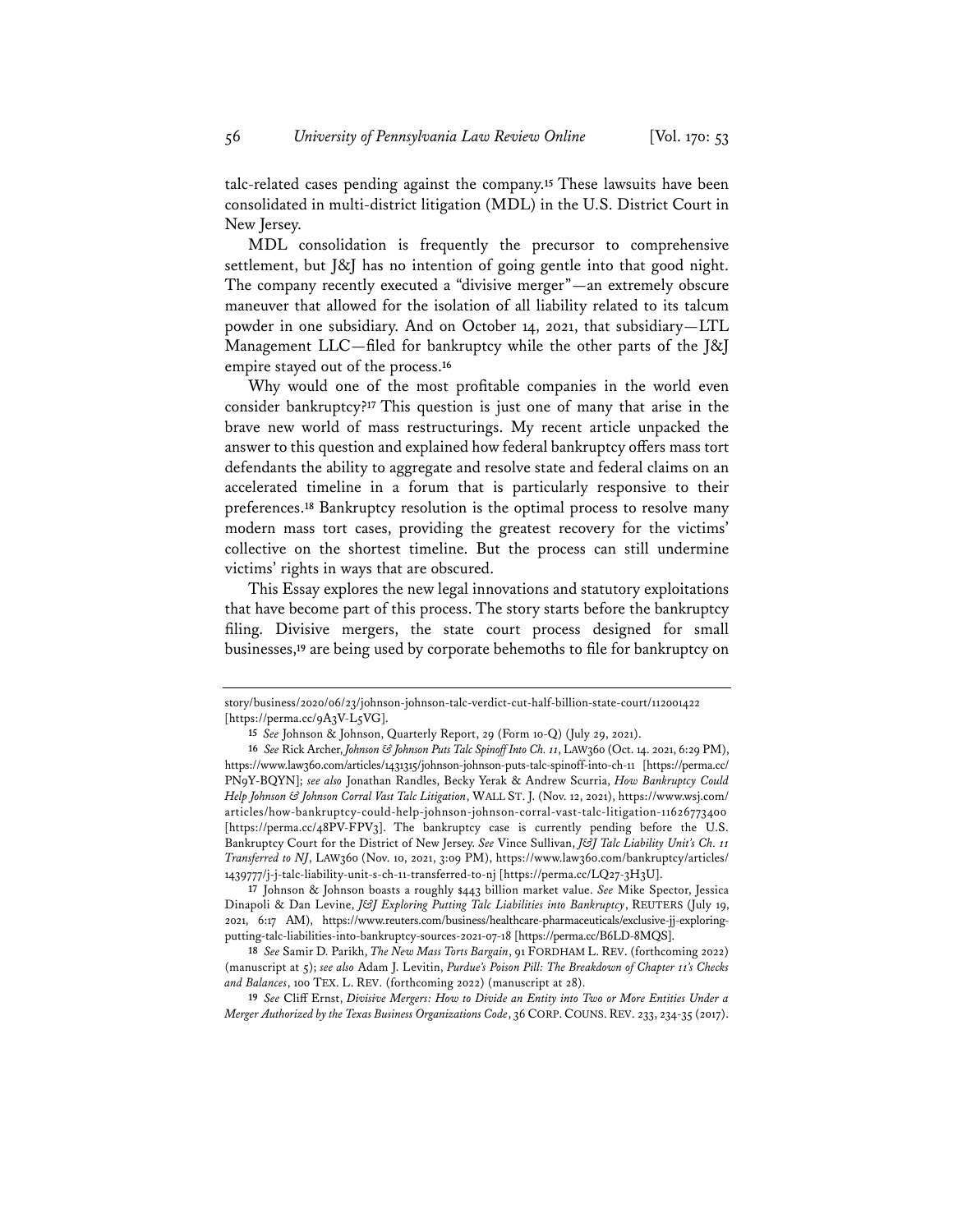talc-related cases pending against the company.[15] These lawsuits have been consolidated in multi-district litigation (MDL) in the U.S. District Court in New Jersey.

MDL consolidation is frequently the precursor to comprehensive settlement, but J&J has no intention of going gentle into that good night. The company recently executed a "divisive merger"—an extremely obscure maneuver that allowed for the isolation of all liability related to its talcum powder in one subsidiary. And on October 14, 2021, that subsidiary—LTL Management LLC—filed for bankruptcy while the other parts of the J&J empire stayed out of the process.[16]

Why would one of the most profitable companies in the world even consider bankruptcy?[17] This question is just one of many that arise in the brave new world of mass restructurings. My recent article unpacked the answer to this question and explained how federal bankruptcy offers mass tort defendants the ability to aggregate and resolve state and federal claims on an accelerated timeline in a forum that is particularly responsive to their preferences.[18] Bankruptcy resolution is the optimal process to resolve many modern mass tort cases, providing the greatest recovery for the victims' collective on the shortest timeline. But the process can still undermine victims' rights in ways that are obscured.

This Essay explores the new legal innovations and statutory exploitations that have become part of this process. The story starts before the bankruptcy filing. Divisive mergers, the state court process designed for small businesses,[19] are being used by corporate behemoths to file for bankruptcy on

---

story/business/2020/06/23/johnson-johnson-talc-verdict-cut-half-billion-state-court/112001422 [https://perma.cc/9A3V-L5VG].

15 *See* Johnson & Johnson, Quarterly Report, 29 (Form 10-Q) (July 29, 2021).

16 *See* Rick Archer, *Johnson & Johnson Puts Talc Spinoff Into Ch. 11*, LAW360 (Oct. 14. 2021, 6:29 PM), https://www.law360.com/articles/1431315/johnson-johnson-puts-talc-spinoff-into-ch-11 [https://perma.cc/PN9Y-BQYN]; *see also* Jonathan Randles, Becky Yerak & Andrew Scurria, *How Bankruptcy Could Help Johnson & Johnson Corral Vast Talc Litigation*, WALL ST. J. (Nov. 12, 2021), https://www.wsj.com/articles/how-bankruptcy-could-help-johnson-johnson-corral-vast-talc-litigation-11626773400 [https://perma.cc/48PV-FPV3]. The bankruptcy case is currently pending before the U.S. Bankruptcy Court for the District of New Jersey. *See* Vince Sullivan, *J&J Talc Liability Unit's Ch. 11 Transferred to NJ*, LAW360 (Nov. 10, 2021, 3:09 PM), https://www.law360.com/bankruptcy/articles/1439777/j-j-talc-liability-unit-s-ch-11-transferred-to-nj [https://perma.cc/LQ27-3H3U].

17 Johnson & Johnson boasts a roughly $443 billion market value. *See* Mike Spector, Jessica Dinapoli & Dan Levine, *J&J Exploring Putting Talc Liabilities into Bankruptcy*, REUTERS (July 19, 2021, 6:17 AM), https://www.reuters.com/business/healthcare-pharmaceuticals/exclusive-jj-exploring-putting-talc-liabilities-into-bankruptcy-sources-2021-07-18 [https://perma.cc/B6LD-8MQS].

18 *See* Samir D. Parikh, *The New Mass Torts Bargain*, 91 FORDHAM L. REV. (forthcoming 2022) (manuscript at 5); *see also* Adam J. Levitin, *Purdue's Poison Pill: The Breakdown of Chapter 11's Checks and Balances*, 100 TEX. L. REV. (forthcoming 2022) (manuscript at 28).

19 *See* Cliff Ernst, *Divisive Mergers: How to Divide an Entity into Two or More Entities Under a Merger Authorized by the Texas Business Organizations Code*, 36 CORP. COUNS. REV. 233, 234-35 (2017).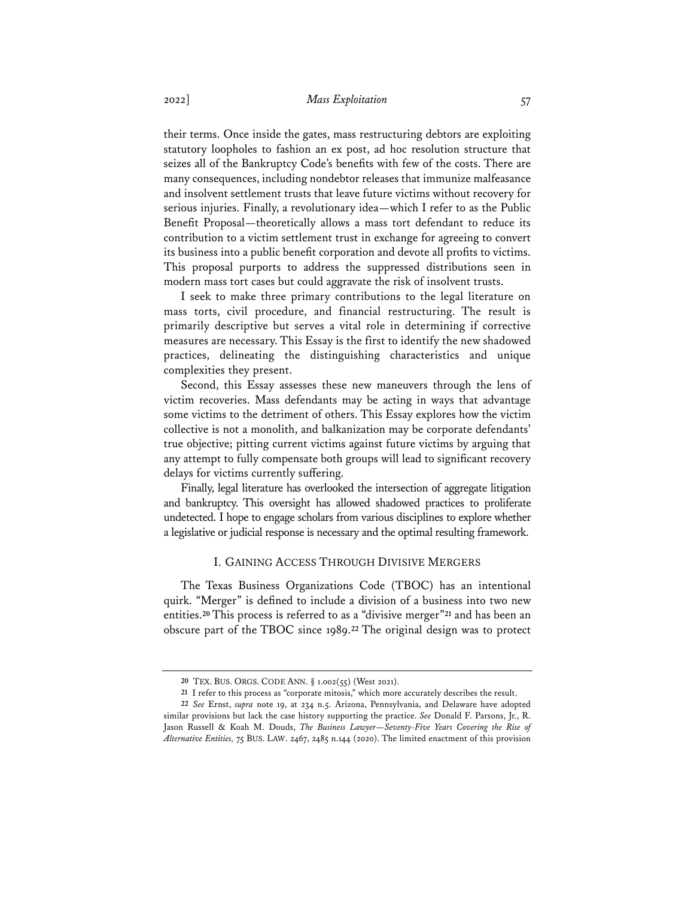their terms. Once inside the gates, mass restructuring debtors are exploiting statutory loopholes to fashion an ex post, ad hoc resolution structure that seizes all of the Bankruptcy Code's benefits with few of the costs. There are many consequences, including nondebtor releases that immunize malfeasance and insolvent settlement trusts that leave future victims without recovery for serious injuries. Finally, a revolutionary idea—which I refer to as the Public Benefit Proposal—theoretically allows a mass tort defendant to reduce its contribution to a victim settlement trust in exchange for agreeing to convert its business into a public benefit corporation and devote all profits to victims. This proposal purports to address the suppressed distributions seen in modern mass tort cases but could aggravate the risk of insolvent trusts.

I seek to make three primary contributions to the legal literature on mass torts, civil procedure, and financial restructuring. The result is primarily descriptive but serves a vital role in determining if corrective measures are necessary. This Essay is the first to identify the new shadowed practices, delineating the distinguishing characteristics and unique complexities they present.

Second, this Essay assesses these new maneuvers through the lens of victim recoveries. Mass defendants may be acting in ways that advantage some victims to the detriment of others. This Essay explores how the victim collective is not a monolith, and balkanization may be corporate defendants' true objective; pitting current victims against future victims by arguing that any attempt to fully compensate both groups will lead to significant recovery delays for victims currently suffering.

Finally, legal literature has overlooked the intersection of aggregate litigation and bankruptcy. This oversight has allowed shadowed practices to proliferate undetected. I hope to engage scholars from various disciplines to explore whether a legislative or judicial response is necessary and the optimal resulting framework.

## I. Gaining Access Through Divisive Mergers

The Texas Business Organizations Code (TBOC) has an intentional quirk. "Merger" is defined to include a division of a business into two new entities.[20] This process is referred to as a "divisive merger"[21] and has been an obscure part of the TBOC since 1989.[22] The original design was to protect

---

[20] Tex. Bus. Orgs. Code Ann. § 1.002(55) (West 2021).

[21] I refer to this process as "corporate mitosis," which more accurately describes the result.

[22] *See* Ernst, *supra* note 19, at 234 n.5. Arizona, Pennsylvania, and Delaware have adopted similar provisions but lack the case history supporting the practice. *See* Donald F. Parsons, Jr., R. Jason Russell & Koah M. Douds, *The Business Lawyer—Seventy-Five Years Covering the Rise of Alternative Entities,* 75 Bus. Law. 2467, 2485 n.144 (2020). The limited enactment of this provision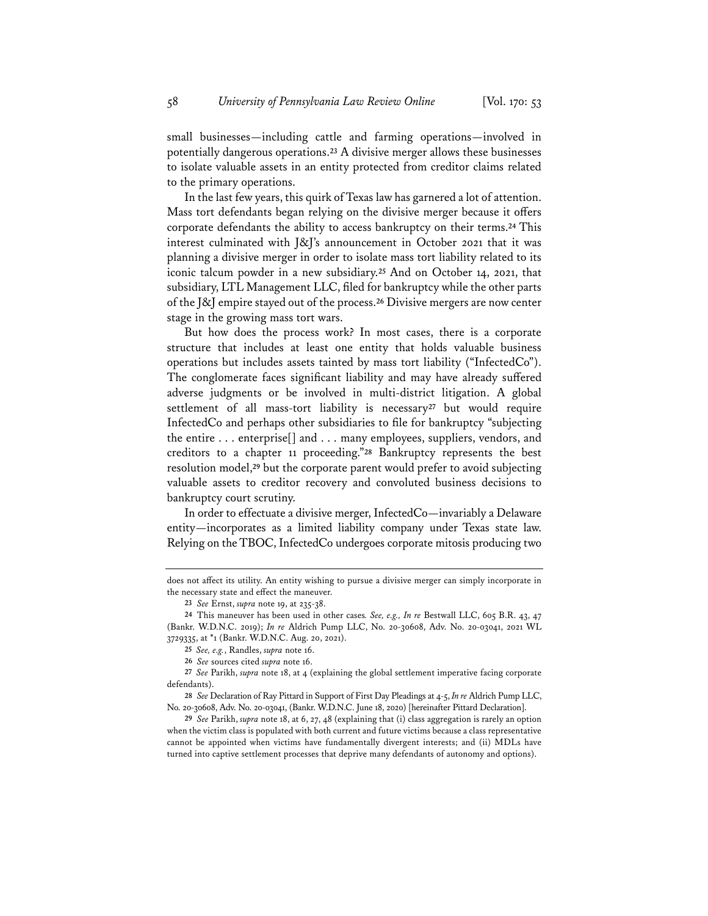small businesses—including cattle and farming operations—involved in potentially dangerous operations.[23] A divisive merger allows these businesses to isolate valuable assets in an entity protected from creditor claims related to the primary operations.

In the last few years, this quirk of Texas law has garnered a lot of attention. Mass tort defendants began relying on the divisive merger because it offers corporate defendants the ability to access bankruptcy on their terms.[24] This interest culminated with J&J's announcement in October 2021 that it was planning a divisive merger in order to isolate mass tort liability related to its iconic talcum powder in a new subsidiary.[25] And on October 14, 2021, that subsidiary, LTL Management LLC, filed for bankruptcy while the other parts of the J&J empire stayed out of the process.[26] Divisive mergers are now center stage in the growing mass tort wars.

But how does the process work? In most cases, there is a corporate structure that includes at least one entity that holds valuable business operations but includes assets tainted by mass tort liability ("InfectedCo"). The conglomerate faces significant liability and may have already suffered adverse judgments or be involved in multi-district litigation. A global settlement of all mass-tort liability is necessary[27] but would require InfectedCo and perhaps other subsidiaries to file for bankruptcy "subjecting the entire . . . enterprise[] and . . . many employees, suppliers, vendors, and creditors to a chapter 11 proceeding."[28] Bankruptcy represents the best resolution model,[29] but the corporate parent would prefer to avoid subjecting valuable assets to creditor recovery and convoluted business decisions to bankruptcy court scrutiny.

In order to effectuate a divisive merger, InfectedCo—invariably a Delaware entity—incorporates as a limited liability company under Texas state law. Relying on the TBOC, InfectedCo undergoes corporate mitosis producing two

---

does not affect its utility. An entity wishing to pursue a divisive merger can simply incorporate in the necessary state and effect the maneuver.

[23] *See* Ernst, *supra* note 19, at 235-38.

[24] This maneuver has been used in other cases. *See, e.g.*, *In re* Bestwall LLC, 605 B.R. 43, 47 (Bankr. W.D.N.C. 2019); *In re* Aldrich Pump LLC, No. 20-30608, Adv. No. 20-03041, 2021 WL 3729335, at *1 (Bankr. W.D.N.C. Aug. 20, 2021).

[25] *See, e.g.*, Randles, *supra* note 16.

[26] *See* sources cited *supra* note 16.

[27] *See* Parikh, *supra* note 18, at 4 (explaining the global settlement imperative facing corporate defendants).

[28] *See* Declaration of Ray Pittard in Support of First Day Pleadings at 4-5, *In re* Aldrich Pump LLC, No. 20-30608, Adv. No. 20-03041, (Bankr. W.D.N.C. June 18, 2020) [hereinafter Pittard Declaration].

[29] *See* Parikh, *supra* note 18, at 6, 27, 48 (explaining that (i) class aggregation is rarely an option when the victim class is populated with both current and future victims because a class representative cannot be appointed when victims have fundamentally divergent interests; and (ii) MDLs have turned into captive settlement processes that deprive many defendants of autonomy and options).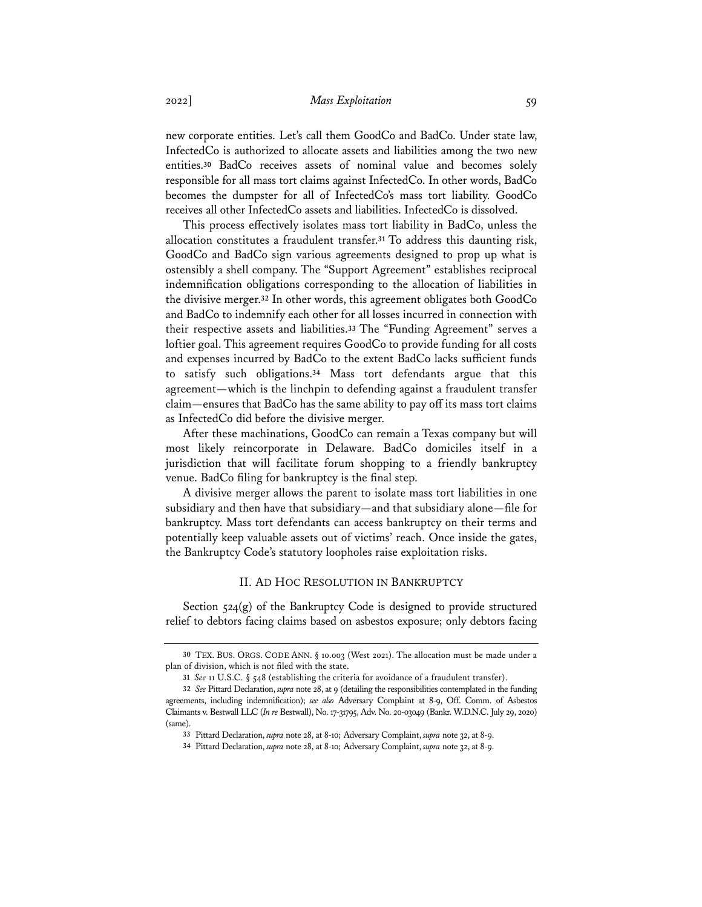new corporate entities. Let's call them GoodCo and BadCo. Under state law, InfectedCo is authorized to allocate assets and liabilities among the two new entities.[30] BadCo receives assets of nominal value and becomes solely responsible for all mass tort claims against InfectedCo. In other words, BadCo becomes the dumpster for all of InfectedCo's mass tort liability. GoodCo receives all other InfectedCo assets and liabilities. InfectedCo is dissolved.

This process effectively isolates mass tort liability in BadCo, unless the allocation constitutes a fraudulent transfer.[31] To address this daunting risk, GoodCo and BadCo sign various agreements designed to prop up what is ostensibly a shell company. The "Support Agreement" establishes reciprocal indemnification obligations corresponding to the allocation of liabilities in the divisive merger.[32] In other words, this agreement obligates both GoodCo and BadCo to indemnify each other for all losses incurred in connection with their respective assets and liabilities.[33] The "Funding Agreement" serves a loftier goal. This agreement requires GoodCo to provide funding for all costs and expenses incurred by BadCo to the extent BadCo lacks sufficient funds to satisfy such obligations.[34] Mass tort defendants argue that this agreement—which is the linchpin to defending against a fraudulent transfer claim—ensures that BadCo has the same ability to pay off its mass tort claims as InfectedCo did before the divisive merger.

After these machinations, GoodCo can remain a Texas company but will most likely reincorporate in Delaware. BadCo domiciles itself in a jurisdiction that will facilitate forum shopping to a friendly bankruptcy venue. BadCo filing for bankruptcy is the final step.

A divisive merger allows the parent to isolate mass tort liabilities in one subsidiary and then have that subsidiary—and that subsidiary alone—file for bankruptcy. Mass tort defendants can access bankruptcy on their terms and potentially keep valuable assets out of victims' reach. Once inside the gates, the Bankruptcy Code's statutory loopholes raise exploitation risks.

## II. Ad Hoc Resolution in Bankruptcy

Section 524(g) of the Bankruptcy Code is designed to provide structured relief to debtors facing claims based on asbestos exposure; only debtors facing

---

[30] Tex. Bus. Orgs. Code Ann. § 10.003 (West 2021). The allocation must be made under a plan of division, which is not filed with the state.

[31] *See* 11 U.S.C. § 548 (establishing the criteria for avoidance of a fraudulent transfer).

[32] *See* Pittard Declaration, *supra* note 28, at 9 (detailing the responsibilities contemplated in the funding agreements, including indemnification); *see also* Adversary Complaint at 8-9, Off. Comm. of Asbestos Claimants v. Bestwall LLC (*In re* Bestwall), No. 17-31795, Adv. No. 20-03049 (Bankr. W.D.N.C. July 29, 2020) (same).

[33] Pittard Declaration, *supra* note 28, at 8-10; Adversary Complaint, *supra* note 32, at 8-9.

[34] Pittard Declaration, *supra* note 28, at 8-10; Adversary Complaint, *supra* note 32, at 8-9.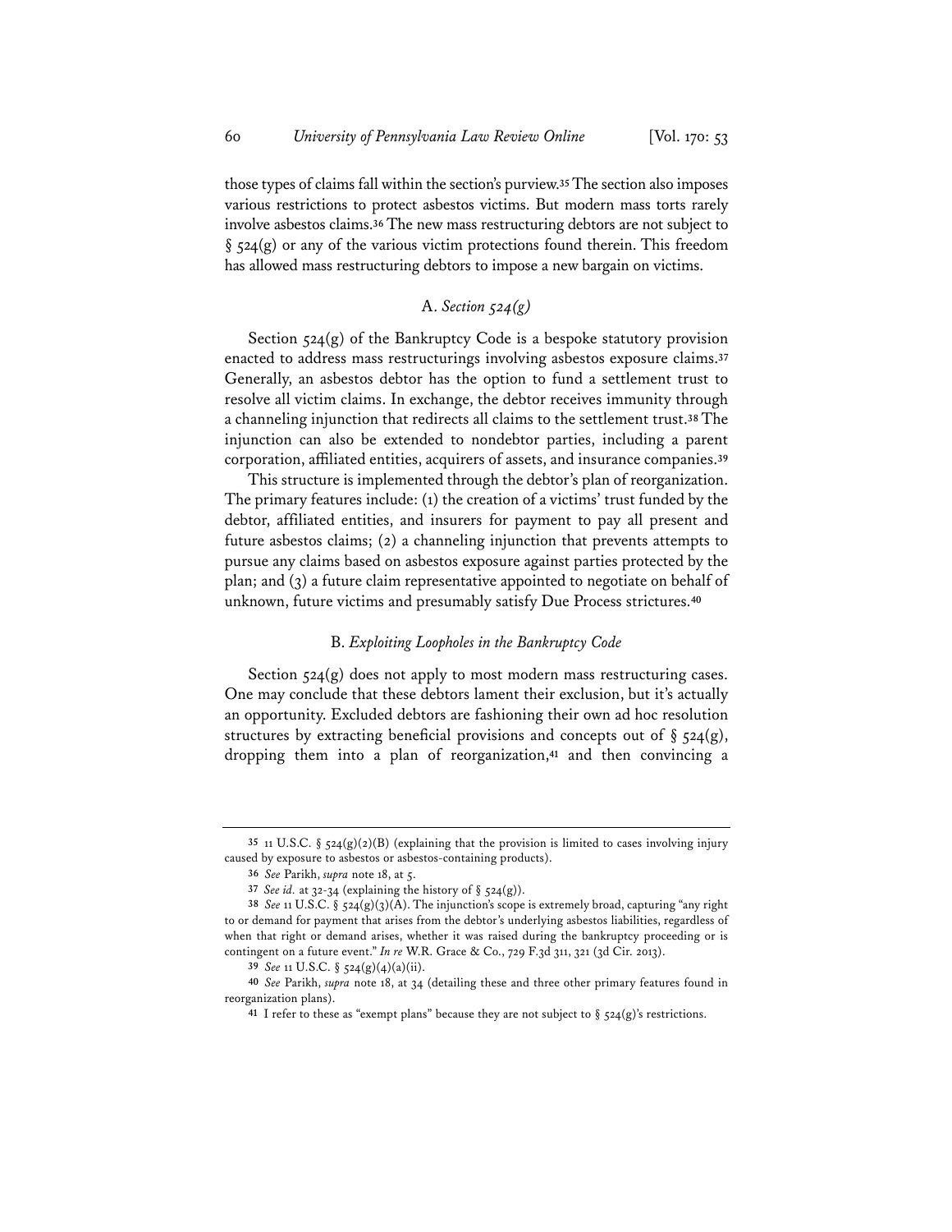those types of claims fall within the section's purview.[35] The section also imposes various restrictions to protect asbestos victims. But modern mass torts rarely involve asbestos claims.[36] The new mass restructuring debtors are not subject to § 524(g) or any of the various victim protections found therein. This freedom has allowed mass restructuring debtors to impose a new bargain on victims.

### A. *Section 524(g)*

Section 524(g) of the Bankruptcy Code is a bespoke statutory provision enacted to address mass restructurings involving asbestos exposure claims.[37] Generally, an asbestos debtor has the option to fund a settlement trust to resolve all victim claims. In exchange, the debtor receives immunity through a channeling injunction that redirects all claims to the settlement trust.[38] The injunction can also be extended to nondebtor parties, including a parent corporation, affiliated entities, acquirers of assets, and insurance companies.[39]

This structure is implemented through the debtor's plan of reorganization. The primary features include: (1) the creation of a victims' trust funded by the debtor, affiliated entities, and insurers for payment to pay all present and future asbestos claims; (2) a channeling injunction that prevents attempts to pursue any claims based on asbestos exposure against parties protected by the plan; and (3) a future claim representative appointed to negotiate on behalf of unknown, future victims and presumably satisfy Due Process strictures.[40]

### B. *Exploiting Loopholes in the Bankruptcy Code*

Section 524(g) does not apply to most modern mass restructuring cases. One may conclude that these debtors lament their exclusion, but it's actually an opportunity. Excluded debtors are fashioning their own ad hoc resolution structures by extracting beneficial provisions and concepts out of § 524(g), dropping them into a plan of reorganization,[41] and then convincing a

---

35 11 U.S.C. § 524(g)(2)(B) (explaining that the provision is limited to cases involving injury caused by exposure to asbestos or asbestos-containing products).

36 *See* Parikh, *supra* note 18, at 5.

37 *See id.* at 32-34 (explaining the history of § 524(g)).

38 *See* 11 U.S.C. § 524(g)(3)(A). The injunction's scope is extremely broad, capturing "any right to or demand for payment that arises from the debtor's underlying asbestos liabilities, regardless of when that right or demand arises, whether it was raised during the bankruptcy proceeding or is contingent on a future event." *In re* W.R. Grace & Co., 729 F.3d 311, 321 (3d Cir. 2013).

39 *See* 11 U.S.C. § 524(g)(4)(a)(ii).

40 *See* Parikh, *supra* note 18, at 34 (detailing these and three other primary features found in reorganization plans).

41 I refer to these as "exempt plans" because they are not subject to § 524(g)'s restrictions.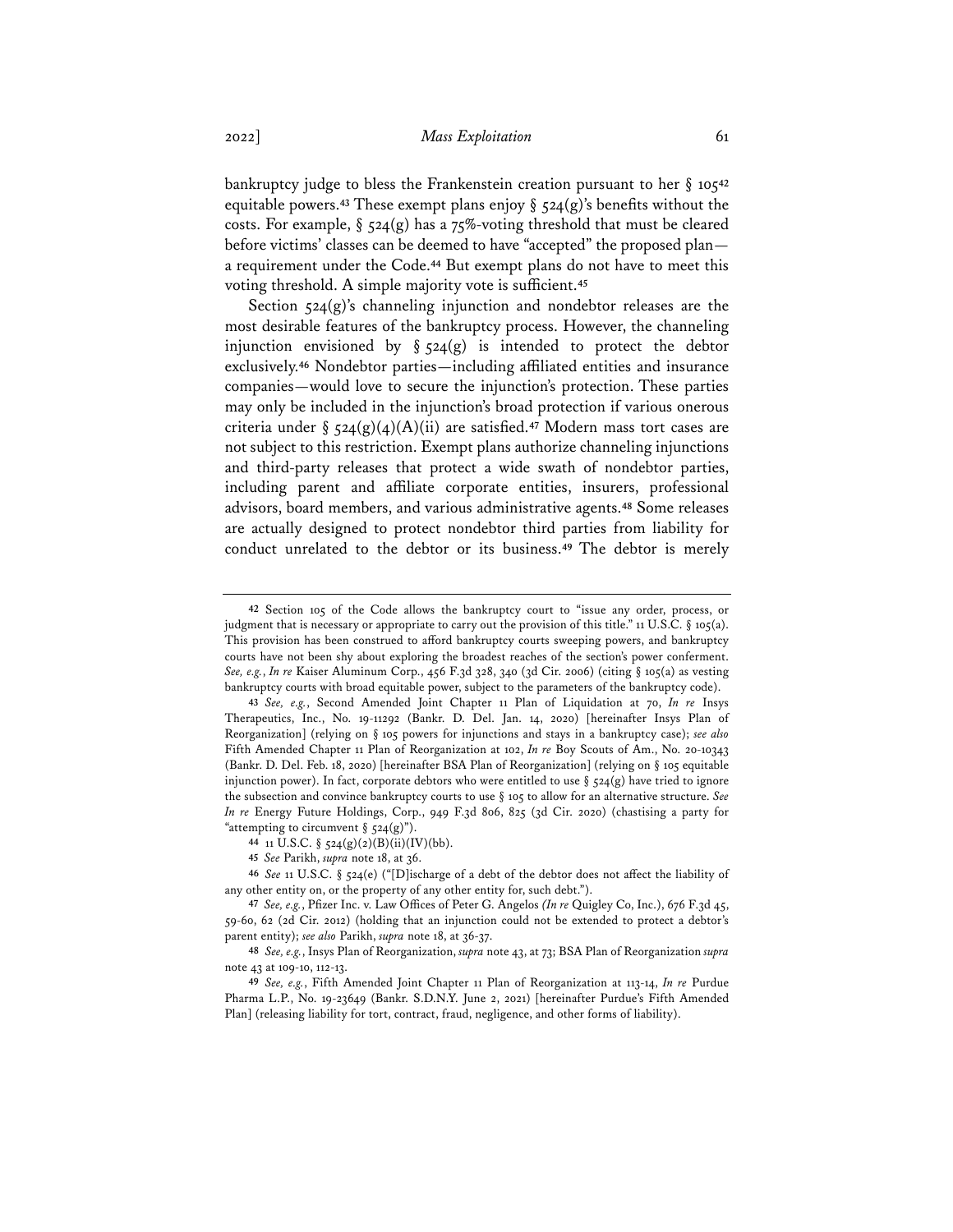bankruptcy judge to bless the Frankenstein creation pursuant to her § 105[42] equitable powers.[43] These exempt plans enjoy § 524(g)'s benefits without the costs. For example, § 524(g) has a 75%-voting threshold that must be cleared before victims' classes can be deemed to have "accepted" the proposed plan—a requirement under the Code.[44] But exempt plans do not have to meet this voting threshold. A simple majority vote is sufficient.[45]

Section 524(g)'s channeling injunction and nondebtor releases are the most desirable features of the bankruptcy process. However, the channeling injunction envisioned by § 524(g) is intended to protect the debtor exclusively.[46] Nondebtor parties—including affiliated entities and insurance companies—would love to secure the injunction's protection. These parties may only be included in the injunction's broad protection if various onerous criteria under § 524(g)(4)(A)(ii) are satisfied.[47] Modern mass tort cases are not subject to this restriction. Exempt plans authorize channeling injunctions and third-party releases that protect a wide swath of nondebtor parties, including parent and affiliate corporate entities, insurers, professional advisors, board members, and various administrative agents.[48] Some releases are actually designed to protect nondebtor third parties from liability for conduct unrelated to the debtor or its business.[49] The debtor is merely

---

42 Section 105 of the Code allows the bankruptcy court to "issue any order, process, or judgment that is necessary or appropriate to carry out the provision of this title." 11 U.S.C. § 105(a). This provision has been construed to afford bankruptcy courts sweeping powers, and bankruptcy courts have not been shy about exploring the broadest reaches of the section's power conferment. *See, e.g.*, *In re* Kaiser Aluminum Corp., 456 F.3d 328, 340 (3d Cir. 2006) (citing § 105(a) as vesting bankruptcy courts with broad equitable power, subject to the parameters of the bankruptcy code).

43 *See, e.g.*, Second Amended Joint Chapter 11 Plan of Liquidation at 70, *In re* Insys Therapeutics, Inc., No. 19-11292 (Bankr. D. Del. Jan. 14, 2020) [hereinafter Insys Plan of Reorganization] (relying on § 105 powers for injunctions and stays in a bankruptcy case); *see also* Fifth Amended Chapter 11 Plan of Reorganization at 102, *In re* Boy Scouts of Am., No. 20-10343 (Bankr. D. Del. Feb. 18, 2020) [hereinafter BSA Plan of Reorganization] (relying on § 105 equitable injunction power). In fact, corporate debtors who were entitled to use § 524(g) have tried to ignore the subsection and convince bankruptcy courts to use § 105 to allow for an alternative structure. *See In re* Energy Future Holdings, Corp., 949 F.3d 806, 825 (3d Cir. 2020) (chastising a party for "attempting to circumvent § 524(g)").

44 11 U.S.C. § 524(g)(2)(B)(ii)(IV)(bb).

45 *See* Parikh, *supra* note 18, at 36.

46 *See* 11 U.S.C. § 524(e) ("[D]ischarge of a debt of the debtor does not affect the liability of any other entity on, or the property of any other entity for, such debt.").

47 *See, e.g.*, Pfizer Inc. v. Law Offices of Peter G. Angelos *(In re* Quigley Co, Inc.), 676 F.3d 45, 59-60, 62 (2d Cir. 2012) (holding that an injunction could not be extended to protect a debtor's parent entity); *see also* Parikh, *supra* note 18, at 36-37.

48 *See, e.g.*, Insys Plan of Reorganization, *supra* note 43, at 73; BSA Plan of Reorganization *supra* note 43 at 109-10, 112-13.

49 *See, e.g.*, Fifth Amended Joint Chapter 11 Plan of Reorganization at 113-14, *In re* Purdue Pharma L.P., No. 19-23649 (Bankr. S.D.N.Y. June 2, 2021) [hereinafter Purdue's Fifth Amended Plan] (releasing liability for tort, contract, fraud, negligence, and other forms of liability).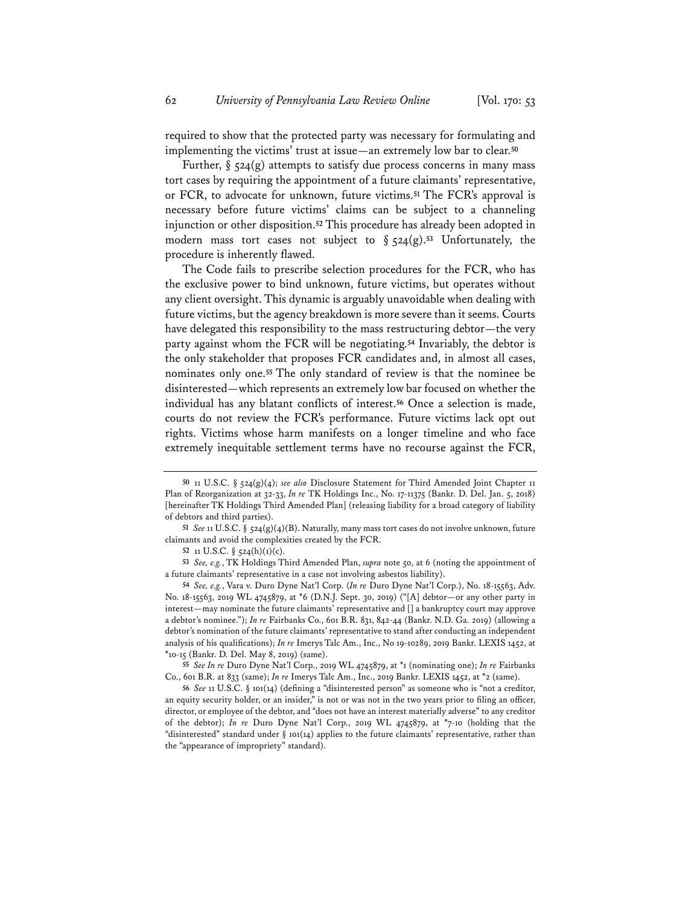required to show that the protected party was necessary for formulating and implementing the victims' trust at issue—an extremely low bar to clear.[50]

Further, § 524(g) attempts to satisfy due process concerns in many mass tort cases by requiring the appointment of a future claimants' representative, or FCR, to advocate for unknown, future victims.[51] The FCR's approval is necessary before future victims' claims can be subject to a channeling injunction or other disposition.[52] This procedure has already been adopted in modern mass tort cases not subject to § 524(g).[53] Unfortunately, the procedure is inherently flawed.

The Code fails to prescribe selection procedures for the FCR, who has the exclusive power to bind unknown, future victims, but operates without any client oversight. This dynamic is arguably unavoidable when dealing with future victims, but the agency breakdown is more severe than it seems. Courts have delegated this responsibility to the mass restructuring debtor—the very party against whom the FCR will be negotiating.[54] Invariably, the debtor is the only stakeholder that proposes FCR candidates and, in almost all cases, nominates only one.[55] The only standard of review is that the nominee be disinterested—which represents an extremely low bar focused on whether the individual has any blatant conflicts of interest.[56] Once a selection is made, courts do not review the FCR's performance. Future victims lack opt out rights. Victims whose harm manifests on a longer timeline and who face extremely inequitable settlement terms have no recourse against the FCR,

---

[50] 11 U.S.C. § 524(g)(4); *see also* Disclosure Statement for Third Amended Joint Chapter 11 Plan of Reorganization at 32-33, *In re* TK Holdings Inc., No. 17-11375 (Bankr. D. Del. Jan. 5, 2018) [hereinafter TK Holdings Third Amended Plan] (releasing liability for a broad category of liability of debtors and third parties).

[51] *See* 11 U.S.C. § 524(g)(4)(B). Naturally, many mass tort cases do not involve unknown, future claimants and avoid the complexities created by the FCR.

[52] 11 U.S.C. § 524(h)(1)(c).

[53] *See, e.g.*, TK Holdings Third Amended Plan, *supra* note 50, at 6 (noting the appointment of a future claimants' representative in a case not involving asbestos liability).

[54] *See, e.g.*, Vara v. Duro Dyne Nat'l Corp. (*In re* Duro Dyne Nat'l Corp.), No. 18-15563, Adv. No. 18-15563, 2019 WL 4745879, at *6 (D.N.J. Sept. 30, 2019) ("[A] debtor—or any other party in interest—may nominate the future claimants' representative and [] a bankruptcy court may approve a debtor's nominee."); *In re* Fairbanks Co., 601 B.R. 831, 842-44 (Bankr. N.D. Ga. 2019) (allowing a debtor's nomination of the future claimants' representative to stand after conducting an independent analysis of his qualifications); *In re* Imerys Talc Am., Inc., No 19-10289, 2019 Bankr. LEXIS 1452, at *10-15 (Bankr. D. Del. May 8, 2019) (same).

[55] *See In re* Duro Dyne Nat'l Corp., 2019 WL 4745879, at *1 (nominating one); *In re* Fairbanks Co., 601 B.R. at 833 (same); *In re* Imerys Talc Am., Inc., 2019 Bankr. LEXIS 1452, at *2 (same).

[56] *See* 11 U.S.C. § 101(14) (defining a "disinterested person" as someone who is "not a creditor, an equity security holder, or an insider," is not or was not in the two years prior to filing an officer, director, or employee of the debtor, and "does not have an interest materially adverse" to any creditor of the debtor); *In re* Duro Dyne Nat'l Corp., 2019 WL 4745879, at *7-10 (holding that the "disinterested" standard under § 101(14) applies to the future claimants' representative, rather than the "appearance of impropriety" standard).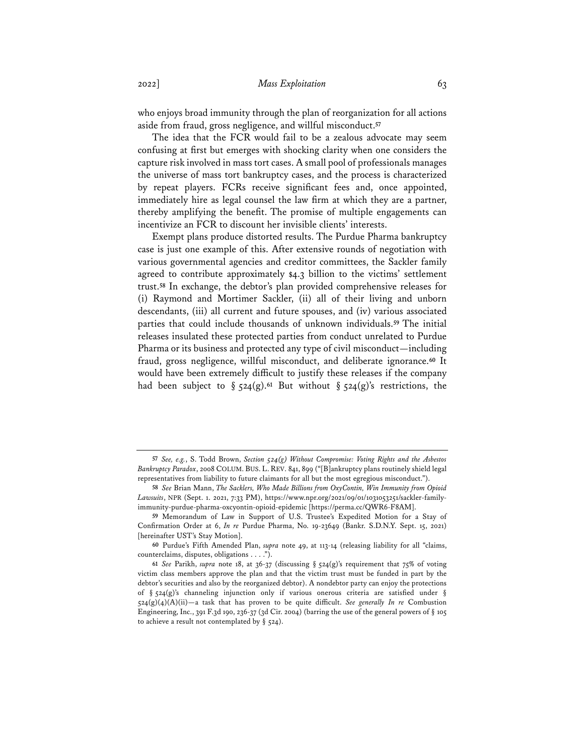who enjoys broad immunity through the plan of reorganization for all actions aside from fraud, gross negligence, and willful misconduct.[57]

The idea that the FCR would fail to be a zealous advocate may seem confusing at first but emerges with shocking clarity when one considers the capture risk involved in mass tort cases. A small pool of professionals manages the universe of mass tort bankruptcy cases, and the process is characterized by repeat players. FCRs receive significant fees and, once appointed, immediately hire as legal counsel the law firm at which they are a partner, thereby amplifying the benefit. The promise of multiple engagements can incentivize an FCR to discount her invisible clients' interests.

Exempt plans produce distorted results. The Purdue Pharma bankruptcy case is just one example of this. After extensive rounds of negotiation with various governmental agencies and creditor committees, the Sackler family agreed to contribute approximately $4.3 billion to the victims' settlement trust.[58] In exchange, the debtor's plan provided comprehensive releases for (i) Raymond and Mortimer Sackler, (ii) all of their living and unborn descendants, (iii) all current and future spouses, and (iv) various associated parties that could include thousands of unknown individuals.[59] The initial releases insulated these protected parties from conduct unrelated to Purdue Pharma or its business and protected any type of civil misconduct—including fraud, gross negligence, willful misconduct, and deliberate ignorance.[60] It would have been extremely difficult to justify these releases if the company had been subject to § 524(g).[61] But without § 524(g)'s restrictions, the

---

[57] *See, e.g.*, S. Todd Brown, *Section 524(g) Without Compromise: Voting Rights and the Asbestos Bankruptcy Paradox*, 2008 COLUM. BUS. L. REV. 841, 899 ("[B]ankruptcy plans routinely shield legal representatives from liability to future claimants for all but the most egregious misconduct.").

[58] *See* Brian Mann, *The Sacklers, Who Made Billions from OxyContin, Win Immunity from Opioid Lawsuits*, NPR (Sept. 1. 2021, 7:33 PM), https://www.npr.org/2021/09/01/1031053251/sackler-family-immunity-purdue-pharma-oxcyontin-opioid-epidemic [https://perma.cc/QWR6-F8AM].

[59] Memorandum of Law in Support of U.S. Trustee's Expedited Motion for a Stay of Confirmation Order at 6, *In re* Purdue Pharma, No. 19-23649 (Bankr. S.D.N.Y. Sept. 15, 2021) [hereinafter UST's Stay Motion].

[60] Purdue's Fifth Amended Plan, *supra* note 49, at 113-14 (releasing liability for all "claims, counterclaims, disputes, obligations . . . .").

[61] *See* Parikh, *supra* note 18, at 36-37 (discussing § 524(g)'s requirement that 75% of voting victim class members approve the plan and that the victim trust must be funded in part by the debtor's securities and also by the reorganized debtor). A nondebtor party can enjoy the protections of § 524(g)'s channeling injunction only if various onerous criteria are satisfied under § 524(g)(4)(A)(ii)—a task that has proven to be quite difficult. *See generally In re* Combustion Engineering, Inc., 391 F.3d 190, 236-37 (3d Cir. 2004) (barring the use of the general powers of § 105 to achieve a result not contemplated by § 524).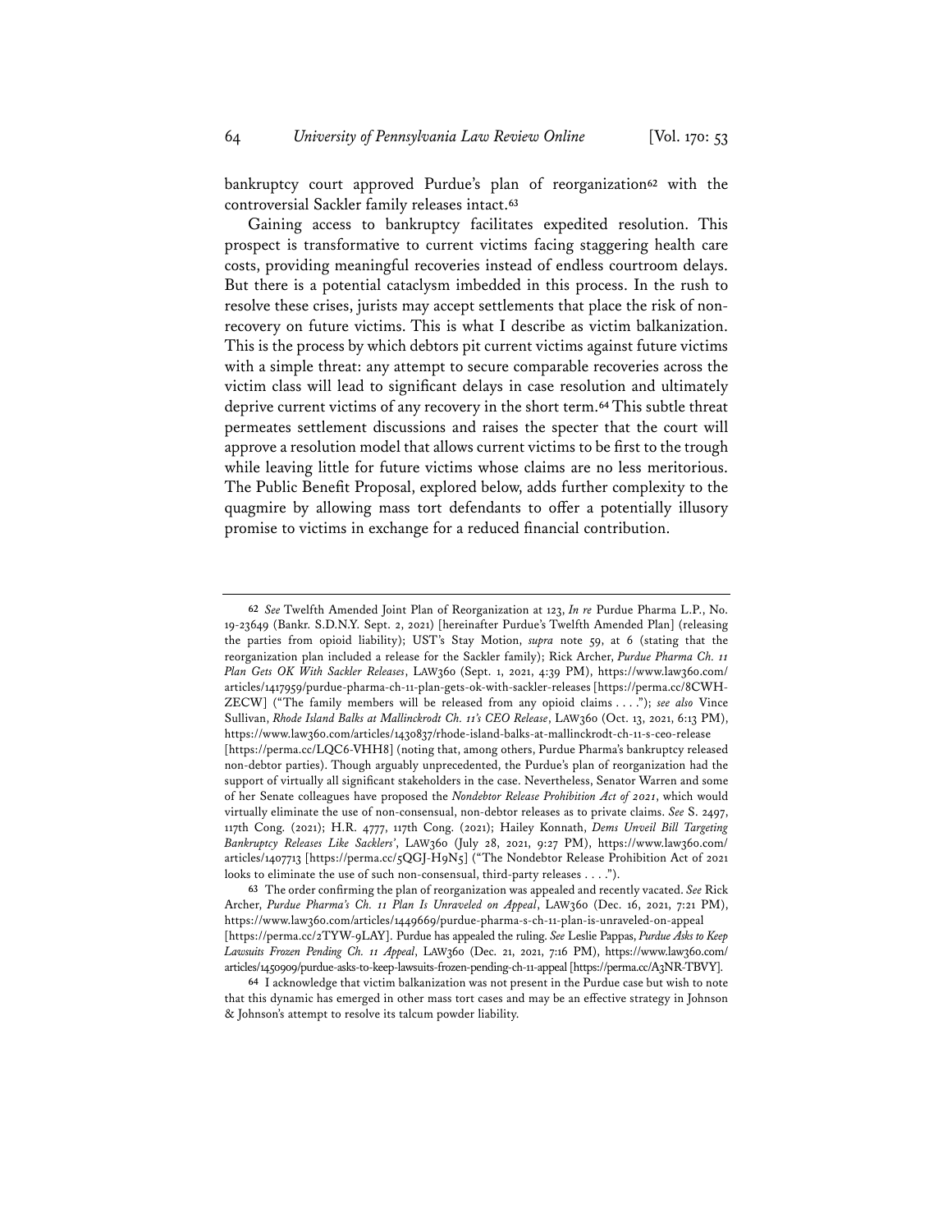bankruptcy court approved Purdue's plan of reorganization[62] with the controversial Sackler family releases intact.[63]

Gaining access to bankruptcy facilitates expedited resolution. This prospect is transformative to current victims facing staggering health care costs, providing meaningful recoveries instead of endless courtroom delays. But there is a potential cataclysm imbedded in this process. In the rush to resolve these crises, jurists may accept settlements that place the risk of non-recovery on future victims. This is what I describe as victim balkanization. This is the process by which debtors pit current victims against future victims with a simple threat: any attempt to secure comparable recoveries across the victim class will lead to significant delays in case resolution and ultimately deprive current victims of any recovery in the short term.[64] This subtle threat permeates settlement discussions and raises the specter that the court will approve a resolution model that allows current victims to be first to the trough while leaving little for future victims whose claims are no less meritorious. The Public Benefit Proposal, explored below, adds further complexity to the quagmire by allowing mass tort defendants to offer a potentially illusory promise to victims in exchange for a reduced financial contribution.

---

[62] *See* Twelfth Amended Joint Plan of Reorganization at 123, *In re* Purdue Pharma L.P., No. 19-23649 (Bankr. S.D.N.Y. Sept. 2, 2021) [hereinafter Purdue's Twelfth Amended Plan] (releasing the parties from opioid liability); UST's Stay Motion, *supra* note 59, at 6 (stating that the reorganization plan included a release for the Sackler family); Rick Archer, *Purdue Pharma Ch. 11 Plan Gets OK With Sackler Releases*, LAW360 (Sept. 1, 2021, 4:39 PM), https://www.law360.com/articles/1417959/purdue-pharma-ch-11-plan-gets-ok-with-sackler-releases [https://perma.cc/8CWH-ZECW] ("The family members will be released from any opioid claims . . . ."); *see also* Vince Sullivan, *Rhode Island Balks at Mallinckrodt Ch. 11's CEO Release*, LAW360 (Oct. 13, 2021, 6:13 PM), https://www.law360.com/articles/1430837/rhode-island-balks-at-mallinckrodt-ch-11-s-ceo-release [https://perma.cc/LQC6-VHH8] (noting that, among others, Purdue Pharma's bankruptcy released non-debtor parties). Though arguably unprecedented, the Purdue's plan of reorganization had the support of virtually all significant stakeholders in the case. Nevertheless, Senator Warren and some of her Senate colleagues have proposed the *Nondebtor Release Prohibition Act of 2021*, which would virtually eliminate the use of non-consensual, non-debtor releases as to private claims. *See* S. 2497, 117th Cong. (2021); H.R. 4777, 117th Cong. (2021); Hailey Konnath, *Dems Unveil Bill Targeting Bankruptcy Releases Like Sacklers'*, LAW360 (July 28, 2021, 9:27 PM), https://www.law360.com/articles/1407713 [https://perma.cc/5QGJ-H9N5] ("The Nondebtor Release Prohibition Act of 2021 looks to eliminate the use of such non-consensual, third-party releases . . . .").

[63] The order confirming the plan of reorganization was appealed and recently vacated. *See* Rick Archer, *Purdue Pharma's Ch. 11 Plan Is Unraveled on Appeal*, LAW360 (Dec. 16, 2021, 7:21 PM), https://www.law360.com/articles/1449669/purdue-pharma-s-ch-11-plan-is-unraveled-on-appeal [https://perma.cc/2TYW-9LAY]. Purdue has appealed the ruling. *See* Leslie Pappas, *Purdue Asks to Keep Lawsuits Frozen Pending Ch. 11 Appeal*, LAW360 (Dec. 21, 2021, 7:16 PM), https://www.law360.com/articles/1450909/purdue-asks-to-keep-lawsuits-frozen-pending-ch-11-appeal [https://perma.cc/A3NR-TBVY].

[64] I acknowledge that victim balkanization was not present in the Purdue case but wish to note that this dynamic has emerged in other mass tort cases and may be an effective strategy in Johnson & Johnson's attempt to resolve its talcum powder liability.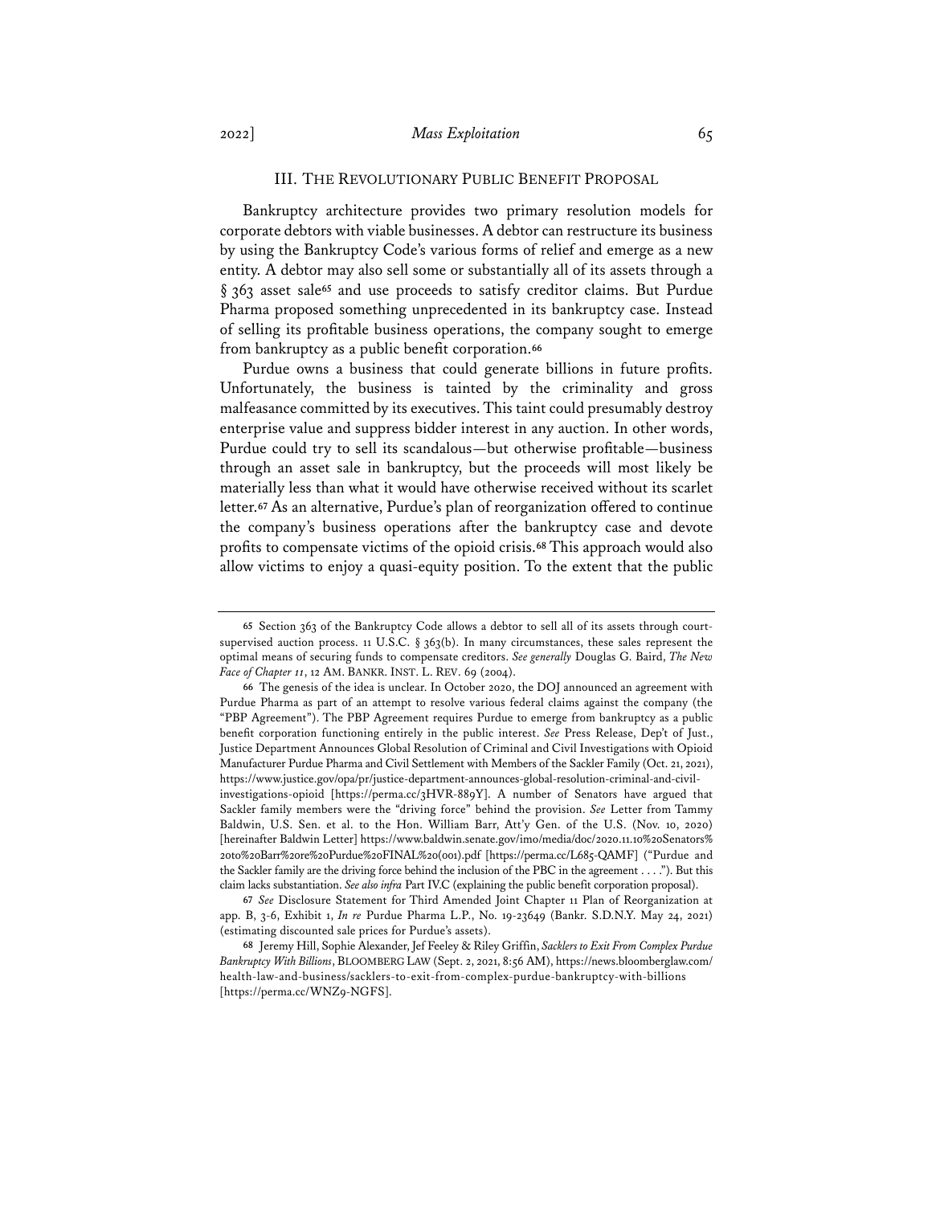## III. THE REVOLUTIONARY PUBLIC BENEFIT PROPOSAL

Bankruptcy architecture provides two primary resolution models for corporate debtors with viable businesses. A debtor can restructure its business by using the Bankruptcy Code's various forms of relief and emerge as a new entity. A debtor may also sell some or substantially all of its assets through a § 363 asset sale[65] and use proceeds to satisfy creditor claims. But Purdue Pharma proposed something unprecedented in its bankruptcy case. Instead of selling its profitable business operations, the company sought to emerge from bankruptcy as a public benefit corporation.[66]

Purdue owns a business that could generate billions in future profits. Unfortunately, the business is tainted by the criminality and gross malfeasance committed by its executives. This taint could presumably destroy enterprise value and suppress bidder interest in any auction. In other words, Purdue could try to sell its scandalous—but otherwise profitable—business through an asset sale in bankruptcy, but the proceeds will most likely be materially less than what it would have otherwise received without its scarlet letter.[67] As an alternative, Purdue's plan of reorganization offered to continue the company's business operations after the bankruptcy case and devote profits to compensate victims of the opioid crisis.[68] This approach would also allow victims to enjoy a quasi-equity position. To the extent that the public

---

[65] Section 363 of the Bankruptcy Code allows a debtor to sell all of its assets through court-supervised auction process. 11 U.S.C. § 363(b). In many circumstances, these sales represent the optimal means of securing funds to compensate creditors. *See generally* Douglas G. Baird, *The New Face of Chapter 11*, 12 AM. BANKR. INST. L. REV. 69 (2004).

[66] The genesis of the idea is unclear. In October 2020, the DOJ announced an agreement with Purdue Pharma as part of an attempt to resolve various federal claims against the company (the "PBP Agreement"). The PBP Agreement requires Purdue to emerge from bankruptcy as a public benefit corporation functioning entirely in the public interest. *See* Press Release, Dep't of Just., Justice Department Announces Global Resolution of Criminal and Civil Investigations with Opioid Manufacturer Purdue Pharma and Civil Settlement with Members of the Sackler Family (Oct. 21, 2021), https://www.justice.gov/opa/pr/justice-department-announces-global-resolution-criminal-and-civil-investigations-opioid [https://perma.cc/3HVR-889Y]. A number of Senators have argued that Sackler family members were the "driving force" behind the provision. *See* Letter from Tammy Baldwin, U.S. Sen. et al. to the Hon. William Barr, Att'y Gen. of the U.S. (Nov. 10, 2020) [hereinafter Baldwin Letter] https://www.baldwin.senate.gov/imo/media/doc/2020.11.10%20Senators%20to%20Barr%20re%20Purdue%20FINAL%20(001).pdf [https://perma.cc/L685-QAMF] ("Purdue and the Sackler family are the driving force behind the inclusion of the PBC in the agreement . . . ."). But this claim lacks substantiation. *See also infra* Part IV.C (explaining the public benefit corporation proposal).

[67] *See* Disclosure Statement for Third Amended Joint Chapter 11 Plan of Reorganization at app. B, 3-6, Exhibit 1, *In re* Purdue Pharma L.P., No. 19-23649 (Bankr. S.D.N.Y. May 24, 2021) (estimating discounted sale prices for Purdue's assets).

[68] Jeremy Hill, Sophie Alexander, Jef Feeley & Riley Griffin, *Sacklers to Exit From Complex Purdue Bankruptcy With Billions*, BLOOMBERG LAW (Sept. 2, 2021, 8:56 AM), https://news.bloomberglaw.com/health-law-and-business/sacklers-to-exit-from-complex-purdue-bankruptcy-with-billions [https://perma.cc/WNZ9-NGFS].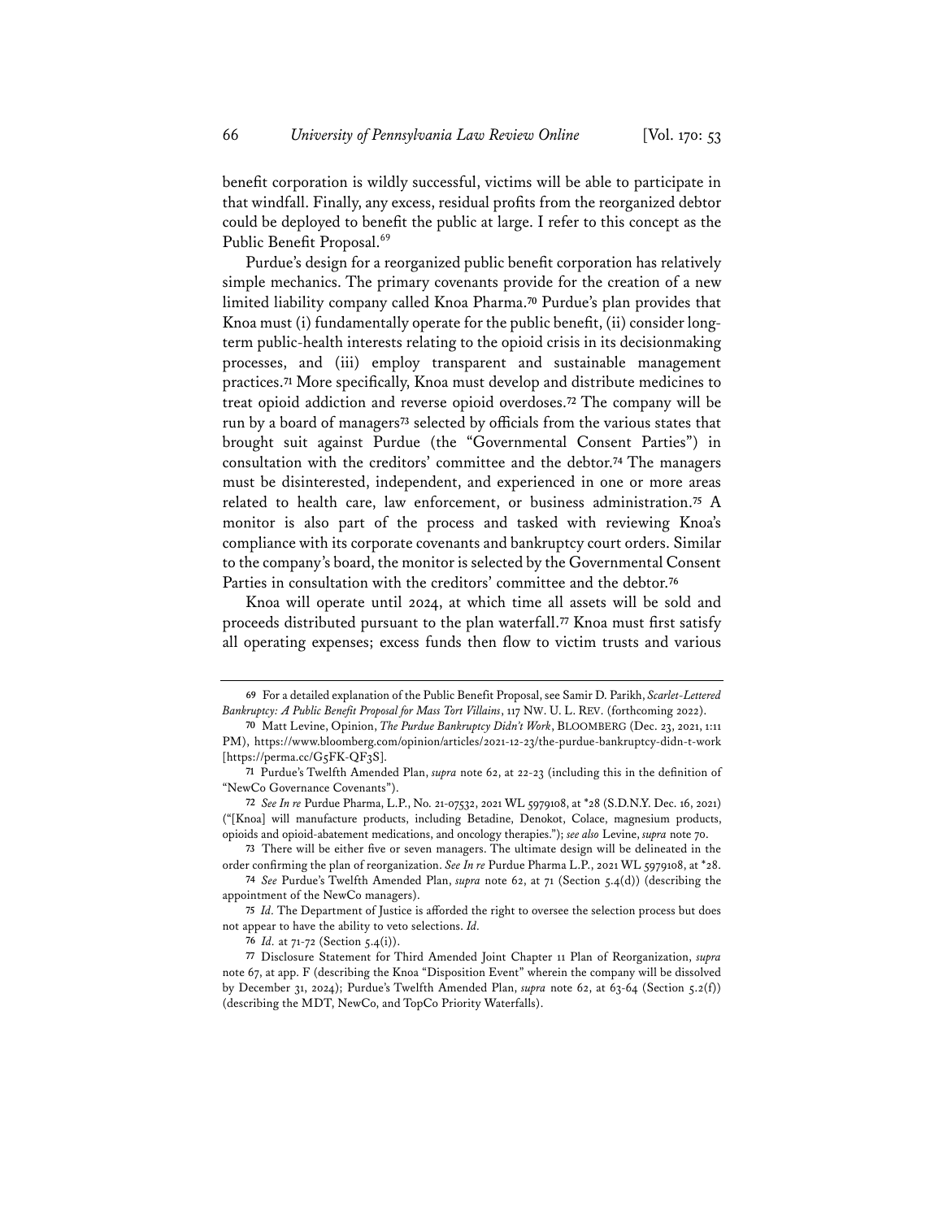benefit corporation is wildly successful, victims will be able to participate in that windfall. Finally, any excess, residual profits from the reorganized debtor could be deployed to benefit the public at large. I refer to this concept as the Public Benefit Proposal.[69]

Purdue's design for a reorganized public benefit corporation has relatively simple mechanics. The primary covenants provide for the creation of a new limited liability company called Knoa Pharma.[70] Purdue's plan provides that Knoa must (i) fundamentally operate for the public benefit, (ii) consider long-term public-health interests relating to the opioid crisis in its decisionmaking processes, and (iii) employ transparent and sustainable management practices.[71] More specifically, Knoa must develop and distribute medicines to treat opioid addiction and reverse opioid overdoses.[72] The company will be run by a board of managers[73] selected by officials from the various states that brought suit against Purdue (the "Governmental Consent Parties") in consultation with the creditors' committee and the debtor.[74] The managers must be disinterested, independent, and experienced in one or more areas related to health care, law enforcement, or business administration.[75] A monitor is also part of the process and tasked with reviewing Knoa's compliance with its corporate covenants and bankruptcy court orders. Similar to the company's board, the monitor is selected by the Governmental Consent Parties in consultation with the creditors' committee and the debtor.[76]

Knoa will operate until 2024, at which time all assets will be sold and proceeds distributed pursuant to the plan waterfall.[77] Knoa must first satisfy all operating expenses; excess funds then flow to victim trusts and various

---

69 For a detailed explanation of the Public Benefit Proposal, see Samir D. Parikh, *Scarlet-Lettered Bankruptcy: A Public Benefit Proposal for Mass Tort Villains*, 117 NW. U. L. REV. (forthcoming 2022).

70 Matt Levine, Opinion, *The Purdue Bankruptcy Didn't Work*, BLOOMBERG (Dec. 23, 2021, 1:11 PM), https://www.bloomberg.com/opinion/articles/2021-12-23/the-purdue-bankruptcy-didn-t-work [https://perma.cc/G5FK-QF3S].

71 Purdue's Twelfth Amended Plan, *supra* note 62, at 22-23 (including this in the definition of "NewCo Governance Covenants").

72 *See In re* Purdue Pharma, L.P., No. 21-07532, 2021 WL 5979108, at *28 (S.D.N.Y. Dec. 16, 2021) ("[Knoa] will manufacture products, including Betadine, Denokot, Colace, magnesium products, opioids and opioid-abatement medications, and oncology therapies."); *see also* Levine, *supra* note 70.

73 There will be either five or seven managers. The ultimate design will be delineated in the order confirming the plan of reorganization. *See In re* Purdue Pharma L.P., 2021 WL 5979108, at *28.

74 *See* Purdue's Twelfth Amended Plan, *supra* note 62, at 71 (Section 5.4(d)) (describing the appointment of the NewCo managers).

75 *Id.* The Department of Justice is afforded the right to oversee the selection process but does not appear to have the ability to veto selections. *Id.*

76 *Id.* at 71-72 (Section 5.4(i)).

77 Disclosure Statement for Third Amended Joint Chapter 11 Plan of Reorganization, *supra* note 67, at app. F (describing the Knoa "Disposition Event" wherein the company will be dissolved by December 31, 2024); Purdue's Twelfth Amended Plan, *supra* note 62, at 63-64 (Section 5.2(f)) (describing the MDT, NewCo, and TopCo Priority Waterfalls).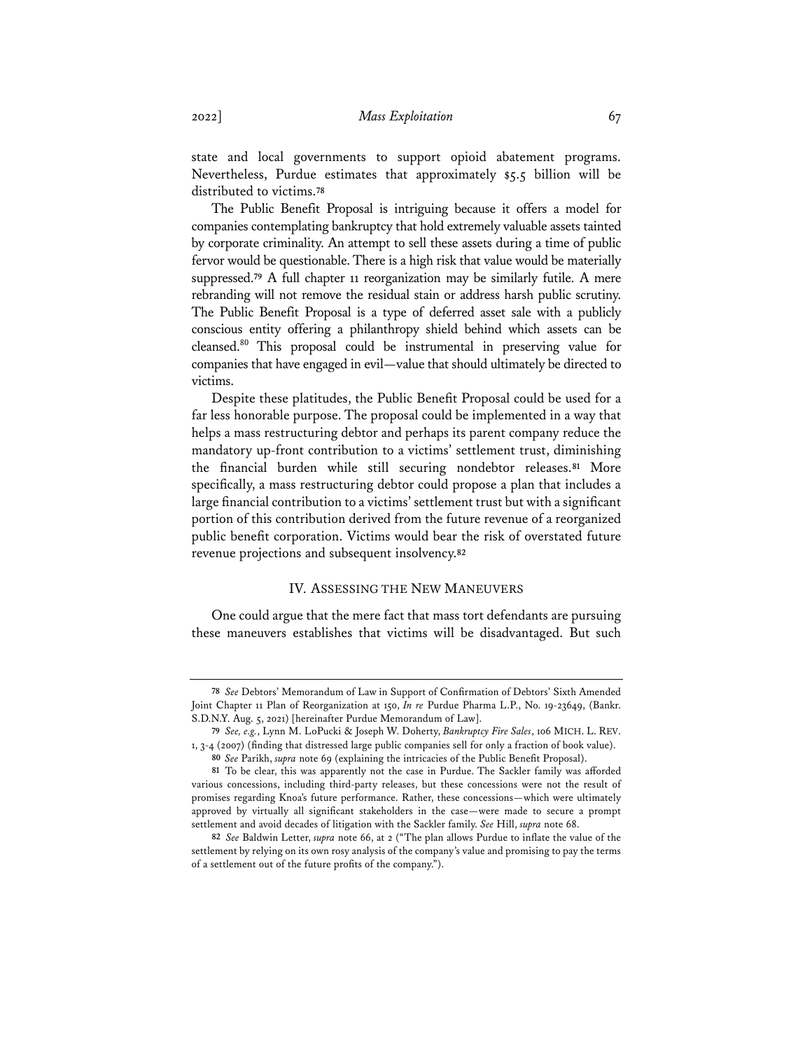state and local governments to support opioid abatement programs. Nevertheless, Purdue estimates that approximately $5.5 billion will be distributed to victims.[78]

The Public Benefit Proposal is intriguing because it offers a model for companies contemplating bankruptcy that hold extremely valuable assets tainted by corporate criminality. An attempt to sell these assets during a time of public fervor would be questionable. There is a high risk that value would be materially suppressed.[79] A full chapter 11 reorganization may be similarly futile. A mere rebranding will not remove the residual stain or address harsh public scrutiny. The Public Benefit Proposal is a type of deferred asset sale with a publicly conscious entity offering a philanthropy shield behind which assets can be cleansed.[80] This proposal could be instrumental in preserving value for companies that have engaged in evil—value that should ultimately be directed to victims.

Despite these platitudes, the Public Benefit Proposal could be used for a far less honorable purpose. The proposal could be implemented in a way that helps a mass restructuring debtor and perhaps its parent company reduce the mandatory up-front contribution to a victims' settlement trust, diminishing the financial burden while still securing nondebtor releases.[81] More specifically, a mass restructuring debtor could propose a plan that includes a large financial contribution to a victims' settlement trust but with a significant portion of this contribution derived from the future revenue of a reorganized public benefit corporation. Victims would bear the risk of overstated future revenue projections and subsequent insolvency.[82]

## IV. ASSESSING THE NEW MANEUVERS

One could argue that the mere fact that mass tort defendants are pursuing these maneuvers establishes that victims will be disadvantaged. But such

---

[78] *See* Debtors' Memorandum of Law in Support of Confirmation of Debtors' Sixth Amended Joint Chapter 11 Plan of Reorganization at 150, *In re* Purdue Pharma L.P., No. 19-23649, (Bankr. S.D.N.Y. Aug. 5, 2021) [hereinafter Purdue Memorandum of Law].

[79] *See, e.g.*, Lynn M. LoPucki & Joseph W. Doherty, *Bankruptcy Fire Sales*, 106 MICH. L. REV. 1, 3-4 (2007) (finding that distressed large public companies sell for only a fraction of book value).

[80] *See* Parikh, *supra* note 69 (explaining the intricacies of the Public Benefit Proposal).

[81] To be clear, this was apparently not the case in Purdue. The Sackler family was afforded various concessions, including third-party releases, but these concessions were not the result of promises regarding Knoa's future performance. Rather, these concessions—which were ultimately approved by virtually all significant stakeholders in the case—were made to secure a prompt settlement and avoid decades of litigation with the Sackler family. *See* Hill, *supra* note 68.

[82] *See* Baldwin Letter, *supra* note 66, at 2 ("The plan allows Purdue to inflate the value of the settlement by relying on its own rosy analysis of the company's value and promising to pay the terms of a settlement out of the future profits of the company.").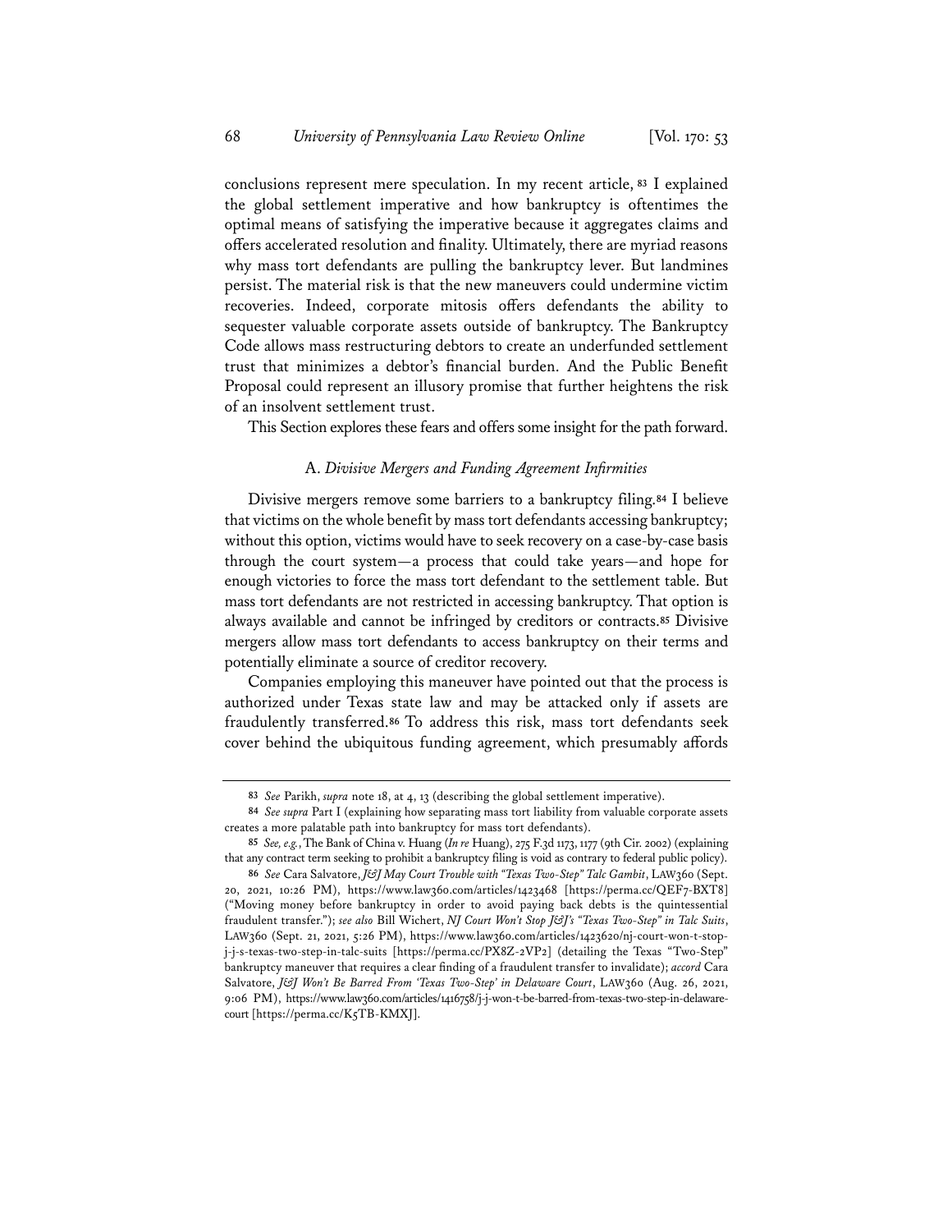conclusions represent mere speculation. In my recent article,[83] I explained the global settlement imperative and how bankruptcy is oftentimes the optimal means of satisfying the imperative because it aggregates claims and offers accelerated resolution and finality. Ultimately, there are myriad reasons why mass tort defendants are pulling the bankruptcy lever. But landmines persist. The material risk is that the new maneuvers could undermine victim recoveries. Indeed, corporate mitosis offers defendants the ability to sequester valuable corporate assets outside of bankruptcy. The Bankruptcy Code allows mass restructuring debtors to create an underfunded settlement trust that minimizes a debtor's financial burden. And the Public Benefit Proposal could represent an illusory promise that further heightens the risk of an insolvent settlement trust.

This Section explores these fears and offers some insight for the path forward.

### A. *Divisive Mergers and Funding Agreement Infirmities*

Divisive mergers remove some barriers to a bankruptcy filing.[84] I believe that victims on the whole benefit by mass tort defendants accessing bankruptcy; without this option, victims would have to seek recovery on a case-by-case basis through the court system—a process that could take years—and hope for enough victories to force the mass tort defendant to the settlement table. But mass tort defendants are not restricted in accessing bankruptcy. That option is always available and cannot be infringed by creditors or contracts.[85] Divisive mergers allow mass tort defendants to access bankruptcy on their terms and potentially eliminate a source of creditor recovery.

Companies employing this maneuver have pointed out that the process is authorized under Texas state law and may be attacked only if assets are fraudulently transferred.[86] To address this risk, mass tort defendants seek cover behind the ubiquitous funding agreement, which presumably affords

---

[83] *See* Parikh, *supra* note 18, at 4, 13 (describing the global settlement imperative).

[84] *See supra* Part I (explaining how separating mass tort liability from valuable corporate assets creates a more palatable path into bankruptcy for mass tort defendants).

[85] *See, e.g.*, The Bank of China v. Huang (*In re* Huang), 275 F.3d 1173, 1177 (9th Cir. 2002) (explaining that any contract term seeking to prohibit a bankruptcy filing is void as contrary to federal public policy).

[86] *See* Cara Salvatore, *J&J May Court Trouble with "Texas Two-Step" Talc Gambit*, LAW360 (Sept. 20, 2021, 10:26 PM), https://www.law360.com/articles/1423468 [https://perma.cc/QEF7-BXT8] ("Moving money before bankruptcy in order to avoid paying back debts is the quintessential fraudulent transfer."); *see also* Bill Wichert, *NJ Court Won't Stop J&J's "Texas Two-Step" in Talc Suits*, LAW360 (Sept. 21, 2021, 5:26 PM), https://www.law360.com/articles/1423620/nj-court-won-t-stop-j-j-s-texas-two-step-in-talc-suits [https://perma.cc/PX8Z-2VP2] (detailing the Texas "Two-Step" bankruptcy maneuver that requires a clear finding of a fraudulent transfer to invalidate); *accord* Cara Salvatore, *J&J Won't Be Barred From 'Texas Two-Step' in Delaware Court*, LAW360 (Aug. 26, 2021, 9:06 PM), https://www.law360.com/articles/1416758/j-j-won-t-be-barred-from-texas-two-step-in-delaware-court [https://perma.cc/K5TB-KMXJ].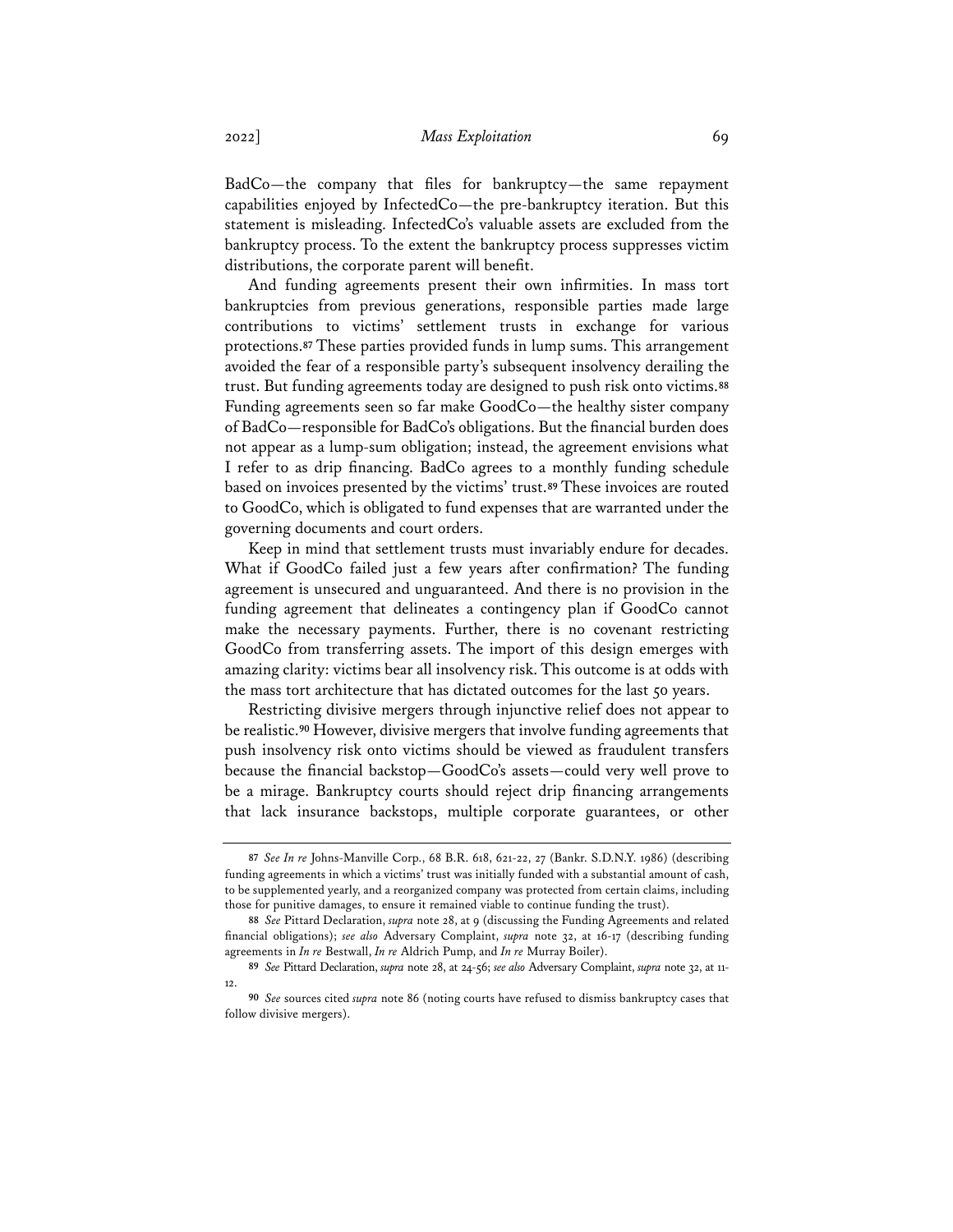BadCo—the company that files for bankruptcy—the same repayment capabilities enjoyed by InfectedCo—the pre-bankruptcy iteration. But this statement is misleading. InfectedCo's valuable assets are excluded from the bankruptcy process. To the extent the bankruptcy process suppresses victim distributions, the corporate parent will benefit.

And funding agreements present their own infirmities. In mass tort bankruptcies from previous generations, responsible parties made large contributions to victims' settlement trusts in exchange for various protections.[87] These parties provided funds in lump sums. This arrangement avoided the fear of a responsible party's subsequent insolvency derailing the trust. But funding agreements today are designed to push risk onto victims.[88] Funding agreements seen so far make GoodCo—the healthy sister company of BadCo—responsible for BadCo's obligations. But the financial burden does not appear as a lump-sum obligation; instead, the agreement envisions what I refer to as drip financing. BadCo agrees to a monthly funding schedule based on invoices presented by the victims' trust.[89] These invoices are routed to GoodCo, which is obligated to fund expenses that are warranted under the governing documents and court orders.

Keep in mind that settlement trusts must invariably endure for decades. What if GoodCo failed just a few years after confirmation? The funding agreement is unsecured and unguaranteed. And there is no provision in the funding agreement that delineates a contingency plan if GoodCo cannot make the necessary payments. Further, there is no covenant restricting GoodCo from transferring assets. The import of this design emerges with amazing clarity: victims bear all insolvency risk. This outcome is at odds with the mass tort architecture that has dictated outcomes for the last 50 years.

Restricting divisive mergers through injunctive relief does not appear to be realistic.[90] However, divisive mergers that involve funding agreements that push insolvency risk onto victims should be viewed as fraudulent transfers because the financial backstop—GoodCo's assets—could very well prove to be a mirage. Bankruptcy courts should reject drip financing arrangements that lack insurance backstops, multiple corporate guarantees, or other

---

87 *See In re* Johns-Manville Corp., 68 B.R. 618, 621-22, 27 (Bankr. S.D.N.Y. 1986) (describing funding agreements in which a victims' trust was initially funded with a substantial amount of cash, to be supplemented yearly, and a reorganized company was protected from certain claims, including those for punitive damages, to ensure it remained viable to continue funding the trust).

88 *See* Pittard Declaration, *supra* note 28, at 9 (discussing the Funding Agreements and related financial obligations); *see also* Adversary Complaint, *supra* note 32, at 16-17 (describing funding agreements in *In re* Bestwall, *In re* Aldrich Pump, and *In re* Murray Boiler).

89 *See* Pittard Declaration, *supra* note 28, at 24-56; *see also* Adversary Complaint, *supra* note 32, at 11-12.

90 *See* sources cited *supra* note 86 (noting courts have refused to dismiss bankruptcy cases that follow divisive mergers).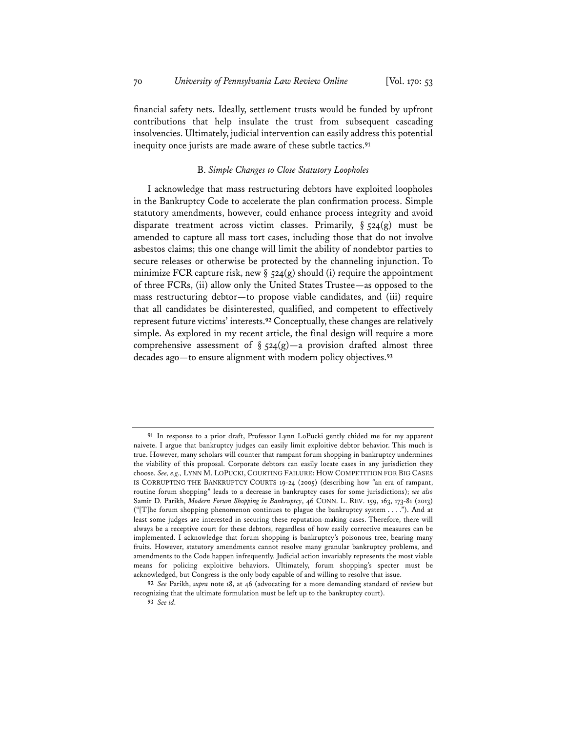financial safety nets. Ideally, settlement trusts would be funded by upfront contributions that help insulate the trust from subsequent cascading insolvencies. Ultimately, judicial intervention can easily address this potential inequity once jurists are made aware of these subtle tactics.[91]

### B. *Simple Changes to Close Statutory Loopholes*

I acknowledge that mass restructuring debtors have exploited loopholes in the Bankruptcy Code to accelerate the plan confirmation process. Simple statutory amendments, however, could enhance process integrity and avoid disparate treatment across victim classes. Primarily, § 524(g) must be amended to capture all mass tort cases, including those that do not involve asbestos claims; this one change will limit the ability of nondebtor parties to secure releases or otherwise be protected by the channeling injunction. To minimize FCR capture risk, new § 524(g) should (i) require the appointment of three FCRs, (ii) allow only the United States Trustee—as opposed to the mass restructuring debtor—to propose viable candidates, and (iii) require that all candidates be disinterested, qualified, and competent to effectively represent future victims' interests.[92] Conceptually, these changes are relatively simple. As explored in my recent article, the final design will require a more comprehensive assessment of § 524(g)—a provision drafted almost three decades ago—to ensure alignment with modern policy objectives.[93]

---

[91] In response to a prior draft, Professor Lynn LoPucki gently chided me for my apparent naivete. I argue that bankruptcy judges can easily limit exploitive debtor behavior. This much is true. However, many scholars will counter that rampant forum shopping in bankruptcy undermines the viability of this proposal. Corporate debtors can easily locate cases in any jurisdiction they choose. *See, e.g.,* LYNN M. LOPUCKI, COURTING FAILURE: HOW COMPETITION FOR BIG CASES IS CORRUPTING THE BANKRUPTCY COURTS 19-24 (2005) (describing how "an era of rampant, routine forum shopping" leads to a decrease in bankruptcy cases for some jurisdictions); *see also* Samir D. Parikh, *Modern Forum Shopping in Bankruptcy*, 46 CONN. L. REV. 159, 163, 173-81 (2013) ("[T]he forum shopping phenomenon continues to plague the bankruptcy system . . . ."). And at least some judges are interested in securing these reputation-making cases. Therefore, there will always be a receptive court for these debtors, regardless of how easily corrective measures can be implemented. I acknowledge that forum shopping is bankruptcy's poisonous tree, bearing many fruits. However, statutory amendments cannot resolve many granular bankruptcy problems, and amendments to the Code happen infrequently. Judicial action invariably represents the most viable means for policing exploitive behaviors. Ultimately, forum shopping's specter must be acknowledged, but Congress is the only body capable of and willing to resolve that issue.

[92] *See* Parikh, *supra* note 18, at 46 (advocating for a more demanding standard of review but recognizing that the ultimate formulation must be left up to the bankruptcy court).

[93] *See id.*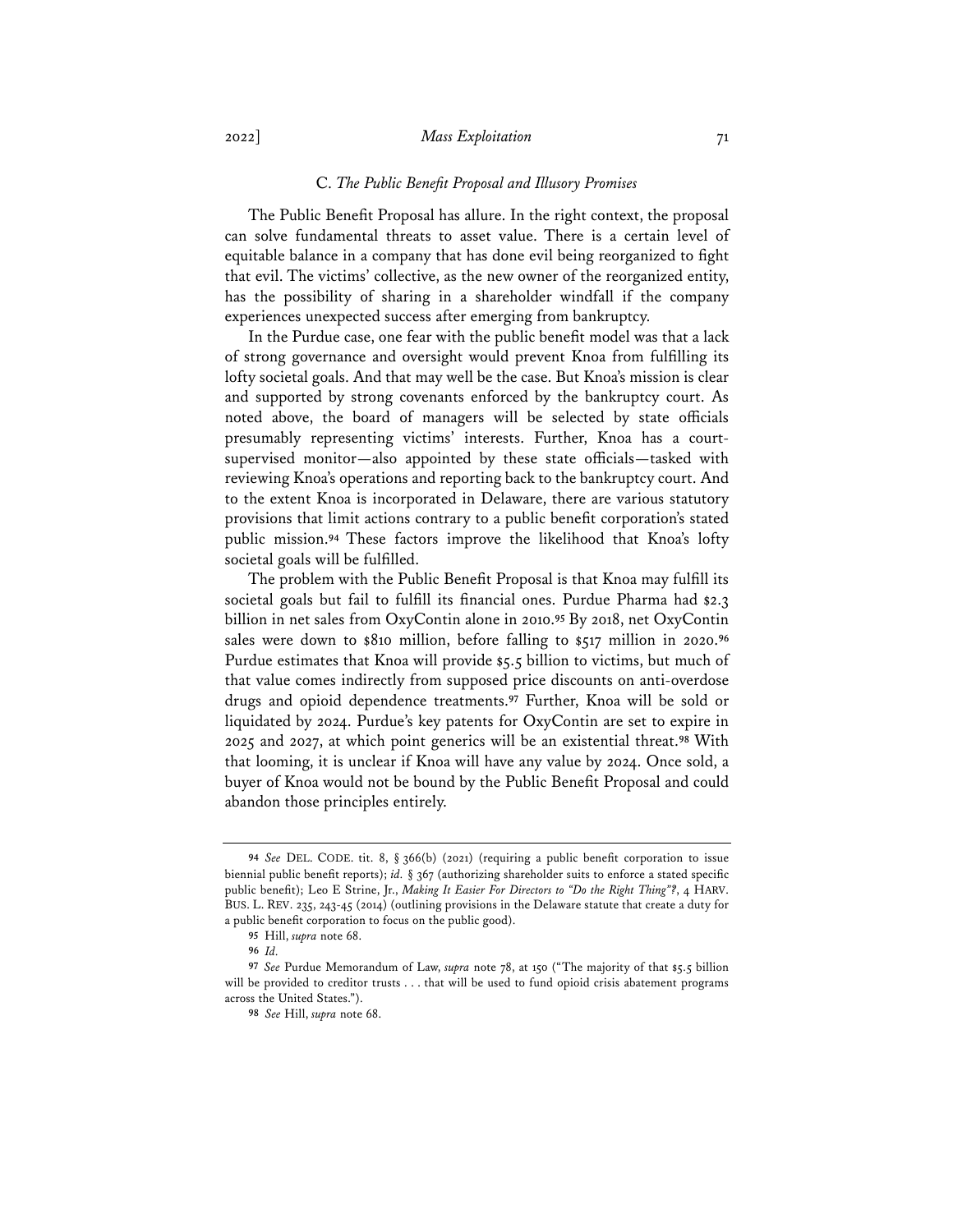### C. *The Public Benefit Proposal and Illusory Promises*

The Public Benefit Proposal has allure. In the right context, the proposal can solve fundamental threats to asset value. There is a certain level of equitable balance in a company that has done evil being reorganized to fight that evil. The victims' collective, as the new owner of the reorganized entity, has the possibility of sharing in a shareholder windfall if the company experiences unexpected success after emerging from bankruptcy.

In the Purdue case, one fear with the public benefit model was that a lack of strong governance and oversight would prevent Knoa from fulfilling its lofty societal goals. And that may well be the case. But Knoa's mission is clear and supported by strong covenants enforced by the bankruptcy court. As noted above, the board of managers will be selected by state officials presumably representing victims' interests. Further, Knoa has a court-supervised monitor—also appointed by these state officials—tasked with reviewing Knoa's operations and reporting back to the bankruptcy court. And to the extent Knoa is incorporated in Delaware, there are various statutory provisions that limit actions contrary to a public benefit corporation's stated public mission.[94] These factors improve the likelihood that Knoa's lofty societal goals will be fulfilled.

The problem with the Public Benefit Proposal is that Knoa may fulfill its societal goals but fail to fulfill its financial ones. Purdue Pharma had $2.3 billion in net sales from OxyContin alone in 2010.[95] By 2018, net OxyContin sales were down to $810 million, before falling to $517 million in 2020.[96] Purdue estimates that Knoa will provide $5.5 billion to victims, but much of that value comes indirectly from supposed price discounts on anti-overdose drugs and opioid dependence treatments.[97] Further, Knoa will be sold or liquidated by 2024. Purdue's key patents for OxyContin are set to expire in 2025 and 2027, at which point generics will be an existential threat.[98] With that looming, it is unclear if Knoa will have any value by 2024. Once sold, a buyer of Knoa would not be bound by the Public Benefit Proposal and could abandon those principles entirely.

---

[94] *See* DEL. CODE. tit. 8, § 366(b) (2021) (requiring a public benefit corporation to issue biennial public benefit reports); *id.* § 367 (authorizing shareholder suits to enforce a stated specific public benefit); Leo E Strine, Jr., *Making It Easier For Directors to "Do the Right Thing"?*, 4 HARV. BUS. L. REV. 235, 243-45 (2014) (outlining provisions in the Delaware statute that create a duty for a public benefit corporation to focus on the public good).

[95] Hill, *supra* note 68.

[96] *Id.*

[97] *See* Purdue Memorandum of Law, *supra* note 78, at 150 ("The majority of that $5.5 billion will be provided to creditor trusts . . . that will be used to fund opioid crisis abatement programs across the United States.").

[98] *See* Hill, *supra* note 68.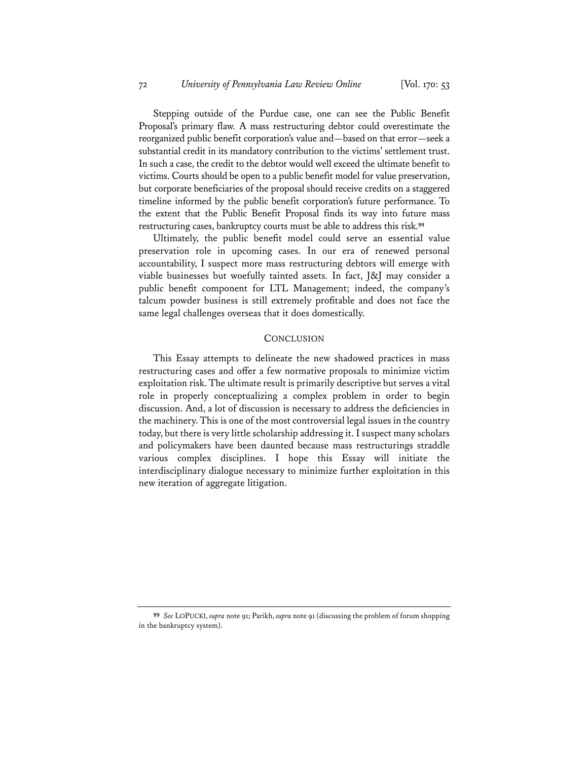Stepping outside of the Purdue case, one can see the Public Benefit Proposal's primary flaw. A mass restructuring debtor could overestimate the reorganized public benefit corporation's value and—based on that error—seek a substantial credit in its mandatory contribution to the victims' settlement trust. In such a case, the credit to the debtor would well exceed the ultimate benefit to victims. Courts should be open to a public benefit model for value preservation, but corporate beneficiaries of the proposal should receive credits on a staggered timeline informed by the public benefit corporation's future performance. To the extent that the Public Benefit Proposal finds its way into future mass restructuring cases, bankruptcy courts must be able to address this risk.[99]

Ultimately, the public benefit model could serve an essential value preservation role in upcoming cases. In our era of renewed personal accountability, I suspect more mass restructuring debtors will emerge with viable businesses but woefully tainted assets. In fact, J&J may consider a public benefit component for LTL Management; indeed, the company's talcum powder business is still extremely profitable and does not face the same legal challenges overseas that it does domestically.

## CONCLUSION

This Essay attempts to delineate the new shadowed practices in mass restructuring cases and offer a few normative proposals to minimize victim exploitation risk. The ultimate result is primarily descriptive but serves a vital role in properly conceptualizing a complex problem in order to begin discussion. And, a lot of discussion is necessary to address the deficiencies in the machinery. This is one of the most controversial legal issues in the country today, but there is very little scholarship addressing it. I suspect many scholars and policymakers have been daunted because mass restructurings straddle various complex disciplines. I hope this Essay will initiate the interdisciplinary dialogue necessary to minimize further exploitation in this new iteration of aggregate litigation.

---

[99] *See* LOPUCKI, *supra* note 91; Parikh, *supra* note 91 (discussing the problem of forum shopping in the bankruptcy system).